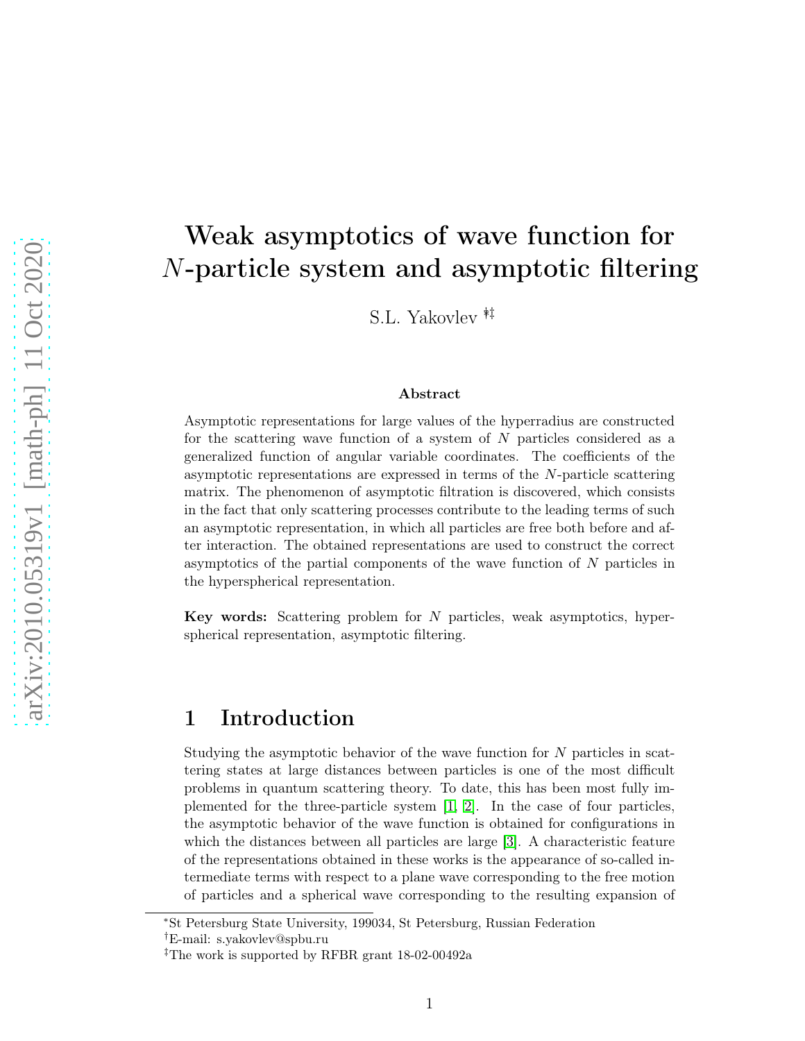# Weak asymptotics of wave function for $N$-particle system and asymptotic filtering

S.L. Yakovlev [\*,†,‡]

### Abstract

Asymptotic representations for large values of the hyperradius are constructed for the scattering wave function of a system of $N$ particles considered as a generalized function of angular variable coordinates. The coefficients of the asymptotic representations are expressed in terms of the $N$-particle scattering matrix. The phenomenon of asymptotic filtration is discovered, which consists in the fact that only scattering processes contribute to the leading terms of such an asymptotic representation, in which all particles are free both before and after interaction. The obtained representations are used to construct the correct asymptotics of the partial components of the wave function of $N$ particles in the hyperspherical representation.

**Key words:** Scattering problem for $N$ particles, weak asymptotics, hyperspherical representation, asymptotic filtering.

## 1 Introduction

Studying the asymptotic behavior of the wave function for $N$ particles in scattering states at large distances between particles is one of the most difficult problems in quantum scattering theory. To date, this has been most fully implemented for the three-particle system [1, 2]. In the case of four particles, the asymptotic behavior of the wave function is obtained for configurations in which the distances between all particles are large [3]. A characteristic feature of the representations obtained in these works is the appearance of so-called intermediate terms with respect to a plane wave corresponding to the free motion of particles and a spherical wave corresponding to the resulting expansion of

---

[\*] St Petersburg State University, 199034, St Petersburg, Russian Federation

[†] E-mail: s.yakovlev@spbu.ru

[‡] The work is supported by RFBR grant 18-02-00492a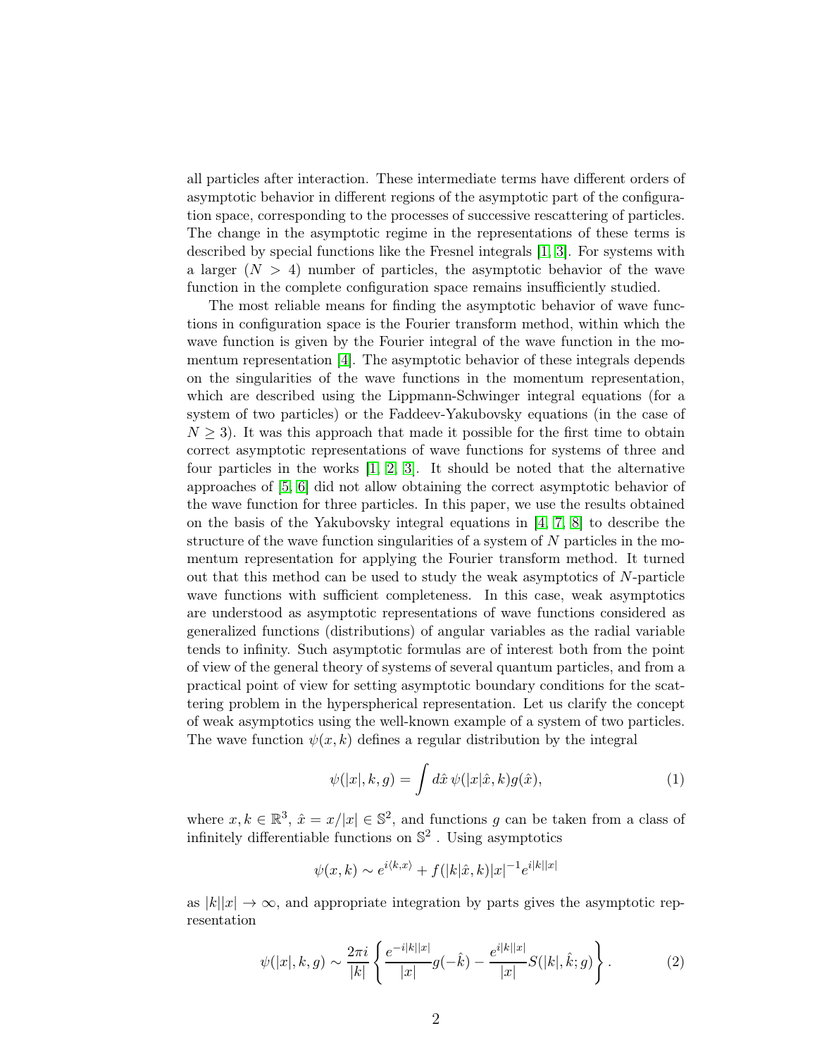all particles after interaction. These intermediate terms have different orders of asymptotic behavior in different regions of the asymptotic part of the configuration space, corresponding to the processes of successive rescattering of particles. The change in the asymptotic regime in the representations of these terms is described by special functions like the Fresnel integrals [1, 3]. For systems with a larger ($N > 4$) number of particles, the asymptotic behavior of the wave function in the complete configuration space remains insufficiently studied.

The most reliable means for finding the asymptotic behavior of wave functions in configuration space is the Fourier transform method, within which the wave function is given by the Fourier integral of the wave function in the momentum representation [4]. The asymptotic behavior of these integrals depends on the singularities of the wave functions in the momentum representation, which are described using the Lippmann-Schwinger integral equations (for a system of two particles) or the Faddeev-Yakubovsky equations (in the case of $N \geq 3$). It was this approach that made it possible for the first time to obtain correct asymptotic representations of wave functions for systems of three and four particles in the works [1, 2, 3]. It should be noted that the alternative approaches of [5, 6] did not allow obtaining the correct asymptotic behavior of the wave function for three particles. In this paper, we use the results obtained on the basis of the Yakubovsky integral equations in [4, 7, 8] to describe the structure of the wave function singularities of a system of $N$ particles in the momentum representation for applying the Fourier transform method. It turned out that this method can be used to study the weak asymptotics of $N$-particle wave functions with sufficient completeness. In this case, weak asymptotics are understood as asymptotic representations of wave functions considered as generalized functions (distributions) of angular variables as the radial variable tends to infinity. Such asymptotic formulas are of interest both from the point of view of the general theory of systems of several quantum particles, and from a practical point of view for setting asymptotic boundary conditions for the scattering problem in the hyperspherical representation. Let us clarify the concept of weak asymptotics using the well-known example of a system of two particles. The wave function $\psi(x, k)$ defines a regular distribution by the integral

$$\psi(|x|, k, g) = \int d\hat{x}\, \psi(|x|\hat{x}, k) g(\hat{x}), \tag{1}$$

where $x, k \in \mathbb{R}^3$, $\hat{x} = x/|x| \in \mathbb{S}^2$, and functions $g$ can be taken from a class of infinitely differentiable functions on $\mathbb{S}^2$ . Using asymptotics

$$\psi(x, k) \sim e^{i\langle k, x\rangle} + f(|k|\hat{x}, k)|x|^{-1} e^{i|k||x|}$$

as $|k||x| \to \infty$, and appropriate integration by parts gives the asymptotic representation

$$\psi(|x|, k, g) \sim \frac{2\pi i}{|k|} \left\{ \frac{e^{-i|k||x|}}{|x|} g(-\hat{k}) - \frac{e^{i|k||x|}}{|x|} S(|k|, \hat{k}; g) \right\}. \tag{2}$$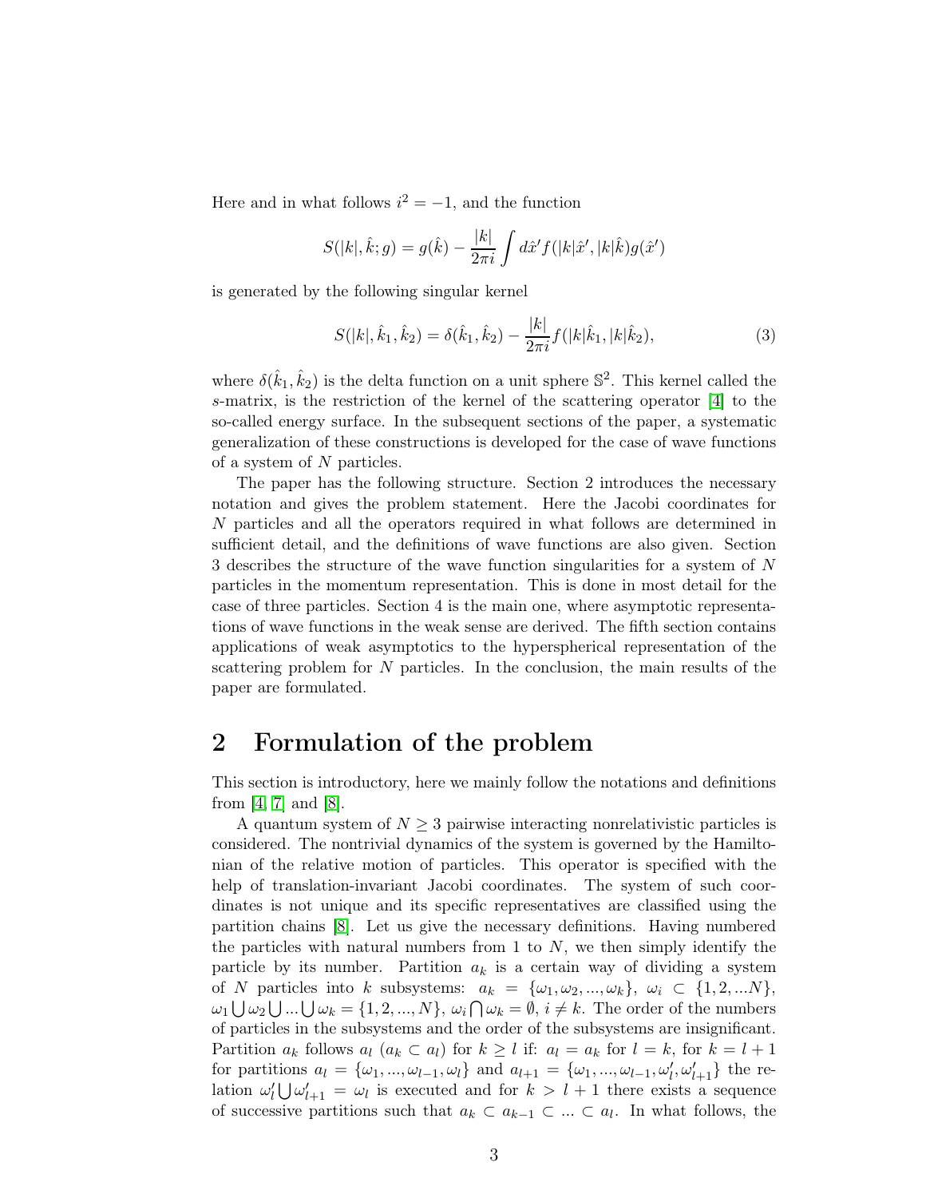Here and in what follows $i^2 = -1$, and the function

$$S(|k|, \hat{k}; g) = g(\hat{k}) - \frac{|k|}{2\pi i} \int d\hat{x}' f(|k|\hat{x}', |k|\hat{k}) g(\hat{x}')$$

is generated by the following singular kernel

$$S(|k|, \hat{k}_1, \hat{k}_2) = \delta(\hat{k}_1, \hat{k}_2) - \frac{|k|}{2\pi i} f(|k|\hat{k}_1, |k|\hat{k}_2), \tag{3}$$

where $\delta(\hat{k}_1, \hat{k}_2)$ is the delta function on a unit sphere $\mathbb{S}^2$. This kernel called the $s$-matrix, is the restriction of the kernel of the scattering operator [4] to the so-called energy surface. In the subsequent sections of the paper, a systematic generalization of these constructions is developed for the case of wave functions of a system of $N$ particles.

The paper has the following structure. Section 2 introduces the necessary notation and gives the problem statement. Here the Jacobi coordinates for $N$ particles and all the operators required in what follows are determined in sufficient detail, and the definitions of wave functions are also given. Section 3 describes the structure of the wave function singularities for a system of $N$ particles in the momentum representation. This is done in most detail for the case of three particles. Section 4 is the main one, where asymptotic representations of wave functions in the weak sense are derived. The fifth section contains applications of weak asymptotics to the hyperspherical representation of the scattering problem for $N$ particles. In the conclusion, the main results of the paper are formulated.

## 2 Formulation of the problem

This section is introductory, here we mainly follow the notations and definitions from [4, 7] and [8].

A quantum system of $N \geq 3$ pairwise interacting nonrelativistic particles is considered. The nontrivial dynamics of the system is governed by the Hamiltonian of the relative motion of particles. This operator is specified with the help of translation-invariant Jacobi coordinates. The system of such coordinates is not unique and its specific representatives are classified using the partition chains [8]. Let us give the necessary definitions. Having numbered the particles with natural numbers from 1 to $N$, we then simply identify the particle by its number. Partition $a_k$ is a certain way of dividing a system of $N$ particles into $k$ subsystems: $a_k = \{\omega_1, \omega_2, ..., \omega_k\}$, $\omega_i \subset \{1, 2, ...N\}$, $\omega_1 \bigcup \omega_2 \bigcup ... \bigcup \omega_k = \{1, 2, ..., N\}$, $\omega_i \bigcap \omega_k = \emptyset$, $i \neq k$. The order of the numbers of particles in the subsystems and the order of the subsystems are insignificant. Partition $a_k$ follows $a_l$ ($a_k \subset a_l$) for $k \geq l$ if: $a_l = a_k$ for $l = k$, for $k = l + 1$ for partitions $a_l = \{\omega_1, ..., \omega_{l-1}, \omega_l\}$ and $a_{l+1} = \{\omega_1, ..., \omega_{l-1}, \omega'_l, \omega'_{l+1}\}$ the relation $\omega'_l \bigcup \omega'_{l+1} = \omega_l$ is executed and for $k > l + 1$ there exists a sequence of successive partitions such that $a_k \subset a_{k-1} \subset ... \subset a_l$. In what follows, the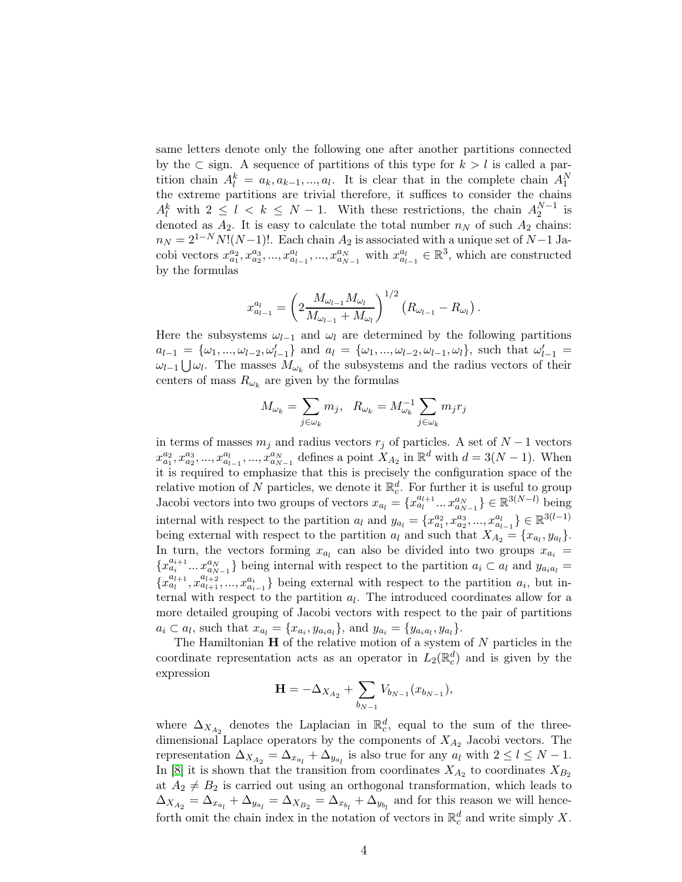same letters denote only the following one after another partitions connected by the $\subset$ sign. A sequence of partitions of this type for $k > l$ is called a partition chain $A_l^k = a_k, a_{k-1}, ..., a_l$. It is clear that in the complete chain $A_1^N$ the extreme partitions are trivial therefore, it suffices to consider the chains $A_l^k$ with $2 \le l < k \le N-1$. With these restrictions, the chain $A_2^{N-1}$ is denoted as $A_2$. It is easy to calculate the total number $n_N$ of such $A_2$ chains: $n_N = 2^{1-N} N!(N-1)!$. Each chain $A_2$ is associated with a unique set of $N-1$ Jacobi vectors $x_{a_1}^{a_2}, x_{a_2}^{a_3}, ..., x_{a_{l-1}}^{a_l}, ..., x_{a_{N-1}}^{a_N}$ with $x_{a_{l-1}}^{a_l} \in \mathbb{R}^3$, which are constructed by the formulas

$$x_{a_{l-1}}^{a_l} = \left(2\frac{M_{\omega_{l-1}} M_{\omega_l}}{M_{\omega_{l-1}} + M_{\omega_l}}\right)^{1/2} \left(R_{\omega_{l-1}} - R_{\omega_l}\right).$$

Here the subsystems $\omega_{l-1}$ and $\omega_l$ are determined by the following partitions $a_{l-1} = \{\omega_1, ..., \omega_{l-2}, \omega'_{l-1}\}$ and $a_l = \{\omega_1, ..., \omega_{l-2}, \omega_{l-1}, \omega_l\}$, such that $\omega'_{l-1} = \omega_{l-1} \bigcup \omega_l$. The masses $M_{\omega_k}$ of the subsystems and the radius vectors of their centers of mass $R_{\omega_k}$ are given by the formulas

$$M_{\omega_k} = \sum_{j \in \omega_k} m_j, \quad R_{\omega_k} = M_{\omega_k}^{-1} \sum_{j \in \omega_k} m_j r_j$$

in terms of masses $m_j$ and radius vectors $r_j$ of particles. A set of $N-1$ vectors $x_{a_1}^{a_2}, x_{a_2}^{a_3}, ..., x_{a_{l-1}}^{a_l}, ..., x_{a_{N-1}}^{a_N}$ defines a point $X_{A_2}$ in $\mathbb{R}^d$ with $d = 3(N-1)$. When it is required to emphasize that this is precisely the configuration space of the relative motion of $N$ particles, we denote it $\mathbb{R}_c^d$. For further it is useful to group Jacobi vectors into two groups of vectors $x_{a_l} = \{x_{a_l}^{a_{l+1}} ... x_{a_{N-1}}^{a_N}\} \in \mathbb{R}^{3(N-l)}$ being internal with respect to the partition $a_l$ and $y_{a_l} = \{x_{a_1}^{a_2}, x_{a_2}^{a_3}, ..., x_{a_{l-1}}^{a_l}\} \in \mathbb{R}^{3(l-1)}$ being external with respect to the partition $a_l$ and such that $X_{A_2} = \{x_{a_l}, y_{a_l}\}$. In turn, the vectors forming $x_{a_l}$ can also be divided into two groups $x_{a_i} = \{x_{a_i}^{a_{i+1}} ... x_{a_{N-1}}^{a_N}\}$ being internal with respect to the partition $a_i \subset a_l$ and $y_{a_i a_l} = \{x_{a_l}^{a_{l+1}}, x_{a_{l+1}}^{a_{l+2}}, ..., x_{a_{i-1}}^{a_i}\}$ being external with respect to the partition $a_i$, but internal with respect to the partition $a_l$. The introduced coordinates allow for a more detailed grouping of Jacobi vectors with respect to the pair of partitions $a_i \subset a_l$, such that $x_{a_l} = \{x_{a_i}, y_{a_i a_l}\}$, and $y_{a_i} = \{y_{a_i a_l}, y_{a_l}\}$.

The Hamiltonian $\mathbf{H}$ of the relative motion of a system of $N$ particles in the coordinate representation acts as an operator in $L_2(\mathbb{R}_c^d)$ and is given by the expression

$$\mathbf{H} = -\Delta_{X_{A_2}} + \sum_{b_{N-1}} V_{b_{N-1}}(x_{b_{N-1}}),$$

where $\Delta_{X_{A_2}}$ denotes the Laplacian in $\mathbb{R}_c^d$, equal to the sum of the three-dimensional Laplace operators by the components of $X_{A_2}$ Jacobi vectors. The representation $\Delta_{X_{A_2}} = \Delta_{x_{a_l}} + \Delta_{y_{a_l}}$ is also true for any $a_l$ with $2 \le l \le N-1$. In [8] it is shown that the transition from coordinates $X_{A_2}$ to coordinates $X_{B_2}$ at $A_2 \ne B_2$ is carried out using an orthogonal transformation, which leads to $\Delta_{X_{A_2}} = \Delta_{x_{a_l}} + \Delta_{y_{a_l}} = \Delta_{X_{B_2}} = \Delta_{x_{b_l}} + \Delta_{y_{b_l}}$ and for this reason we will henceforth omit the chain index in the notation of vectors in $\mathbb{R}_c^d$ and write simply $X$.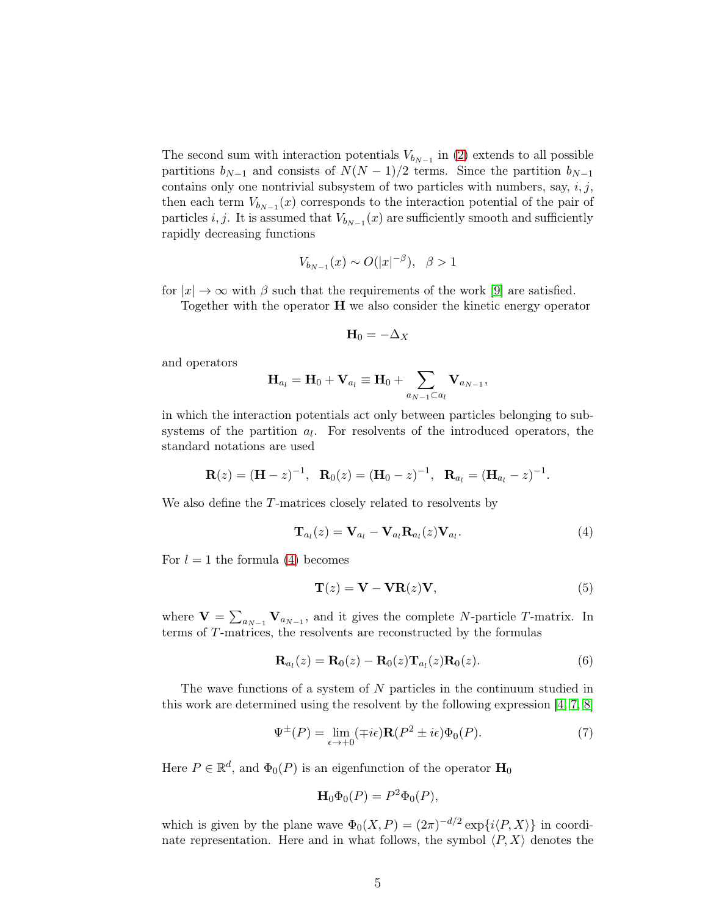The second sum with interaction potentials $V_{b_{N-1}}$ in (2) extends to all possible partitions $b_{N-1}$ and consists of $N(N-1)/2$ terms. Since the partition $b_{N-1}$ contains only one nontrivial subsystem of two particles with numbers, say, $i, j$, then each term $V_{b_{N-1}}(x)$ corresponds to the interaction potential of the pair of particles $i, j$. It is assumed that $V_{b_{N-1}}(x)$ are sufficiently smooth and sufficiently rapidly decreasing functions

$$V_{b_{N-1}}(x) \sim O(|x|^{-\beta}), \quad \beta > 1$$

for $|x| \to \infty$ with $\beta$ such that the requirements of the work [9] are satisfied.

Together with the operator $\mathbf{H}$ we also consider the kinetic energy operator

$$\mathbf{H}_0 = -\Delta_X$$

and operators

$$\mathbf{H}_{a_l} = \mathbf{H}_0 + \mathbf{V}_{a_l} \equiv \mathbf{H}_0 + \sum_{a_{N-1} \subset a_l} \mathbf{V}_{a_{N-1}},$$

in which the interaction potentials act only between particles belonging to subsystems of the partition $a_l$. For resolvents of the introduced operators, the standard notations are used

$$\mathbf{R}(z) = (\mathbf{H} - z)^{-1}, \quad \mathbf{R}_0(z) = (\mathbf{H}_0 - z)^{-1}, \quad \mathbf{R}_{a_l} = (\mathbf{H}_{a_l} - z)^{-1}.$$

We also define the $T$-matrices closely related to resolvents by

$$\mathbf{T}_{a_l}(z) = \mathbf{V}_{a_l} - \mathbf{V}_{a_l}\mathbf{R}_{a_l}(z)\mathbf{V}_{a_l}. \tag{4}$$

For $l = 1$ the formula (4) becomes

$$\mathbf{T}(z) = \mathbf{V} - \mathbf{V}\mathbf{R}(z)\mathbf{V}, \tag{5}$$

where $\mathbf{V} = \sum_{a_{N-1}} \mathbf{V}_{a_{N-1}}$, and it gives the complete $N$-particle $T$-matrix. In terms of $T$-matrices, the resolvents are reconstructed by the formulas

$$\mathbf{R}_{a_l}(z) = \mathbf{R}_0(z) - \mathbf{R}_0(z)\mathbf{T}_{a_l}(z)\mathbf{R}_0(z). \tag{6}$$

The wave functions of a system of $N$ particles in the continuum studied in this work are determined using the resolvent by the following expression [4, 7, 8]

$$\Psi^{\pm}(P) = \lim_{\epsilon \to +0} (\mp i\epsilon)\mathbf{R}(P^2 \pm i\epsilon)\Phi_0(P). \tag{7}$$

Here $P \in \mathbb{R}^d$, and $\Phi_0(P)$ is an eigenfunction of the operator $\mathbf{H}_0$

$$\mathbf{H}_0\Phi_0(P) = P^2\Phi_0(P),$$

which is given by the plane wave $\Phi_0(X, P) = (2\pi)^{-d/2}\exp\{i\langle P, X\rangle\}$ in coordinate representation. Here and in what follows, the symbol $\langle P, X\rangle$ denotes the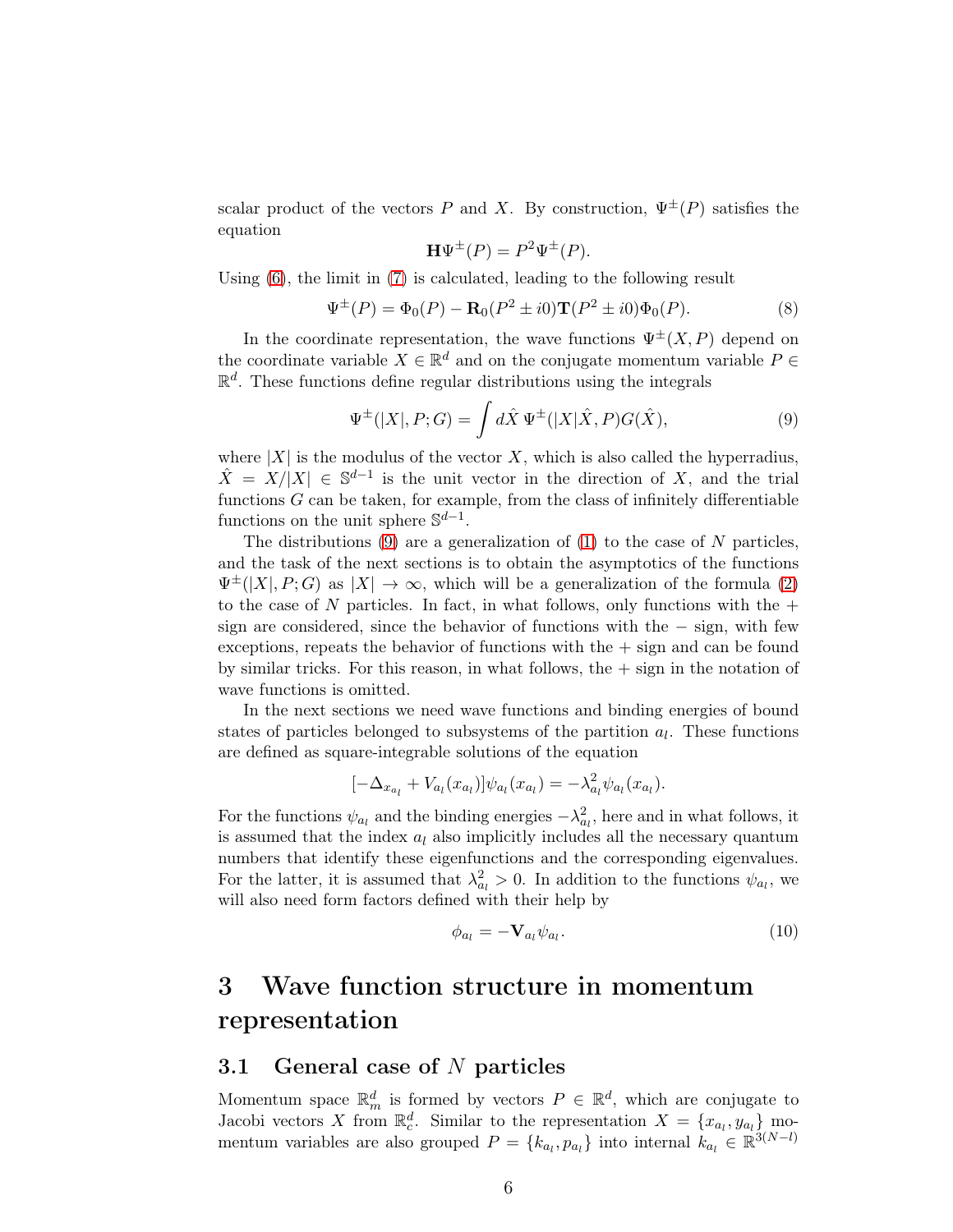scalar product of the vectors $P$ and $X$. By construction, $\Psi^{\pm}(P)$ satisfies the equation

$$\mathbf{H}\Psi^{\pm}(P) = P^2\Psi^{\pm}(P).$$

Using (6), the limit in (7) is calculated, leading to the following result

$$\Psi^{\pm}(P) = \Phi_0(P) - \mathbf{R}_0(P^2 \pm i0)\mathbf{T}(P^2 \pm i0)\Phi_0(P). \tag{8}$$

In the coordinate representation, the wave functions $\Psi^{\pm}(X, P)$ depend on the coordinate variable $X \in \mathbb{R}^d$ and on the conjugate momentum variable $P \in \mathbb{R}^d$. These functions define regular distributions using the integrals

$$\Psi^{\pm}(|X|, P; G) = \int d\hat{X}\, \Psi^{\pm}(|X|\hat{X}, P)G(\hat{X}), \tag{9}$$

where $|X|$ is the modulus of the vector $X$, which is also called the hyperradius, $\hat{X} = X/|X| \in \mathbb{S}^{d-1}$ is the unit vector in the direction of $X$, and the trial functions $G$ can be taken, for example, from the class of infinitely differentiable functions on the unit sphere $\mathbb{S}^{d-1}$.

The distributions (9) are a generalization of (1) to the case of $N$ particles, and the task of the next sections is to obtain the asymptotics of the functions $\Psi^{\pm}(|X|, P; G)$ as $|X| \to \infty$, which will be a generalization of the formula (2) to the case of $N$ particles. In fact, in what follows, only functions with the $+$ sign are considered, since the behavior of functions with the $-$ sign, with few exceptions, repeats the behavior of functions with the $+$ sign and can be found by similar tricks. For this reason, in what follows, the $+$ sign in the notation of wave functions is omitted.

In the next sections we need wave functions and binding energies of bound states of particles belonged to subsystems of the partition $a_l$. These functions are defined as square-integrable solutions of the equation

$$[-\Delta_{x_{a_l}} + V_{a_l}(x_{a_l})]\psi_{a_l}(x_{a_l}) = -\lambda_{a_l}^2\psi_{a_l}(x_{a_l}).$$

For the functions $\psi_{a_l}$ and the binding energies $-\lambda_{a_l}^2$, here and in what follows, it is assumed that the index $a_l$ also implicitly includes all the necessary quantum numbers that identify these eigenfunctions and the corresponding eigenvalues. For the latter, it is assumed that $\lambda_{a_l}^2 > 0$. In addition to the functions $\psi_{a_l}$, we will also need form factors defined with their help by

$$\phi_{a_l} = -\mathbf{V}_{a_l}\psi_{a_l}. \tag{10}$$

# 3 Wave function structure in momentum representation

## 3.1 General case of $N$ particles

Momentum space $\mathbb{R}^d_m$ is formed by vectors $P \in \mathbb{R}^d$, which are conjugate to Jacobi vectors $X$ from $\mathbb{R}^d_c$. Similar to the representation $X = \{x_{a_l}, y_{a_l}\}$ momentum variables are also grouped $P = \{k_{a_l}, p_{a_l}\}$ into internal $k_{a_l} \in \mathbb{R}^{3(N-l)}$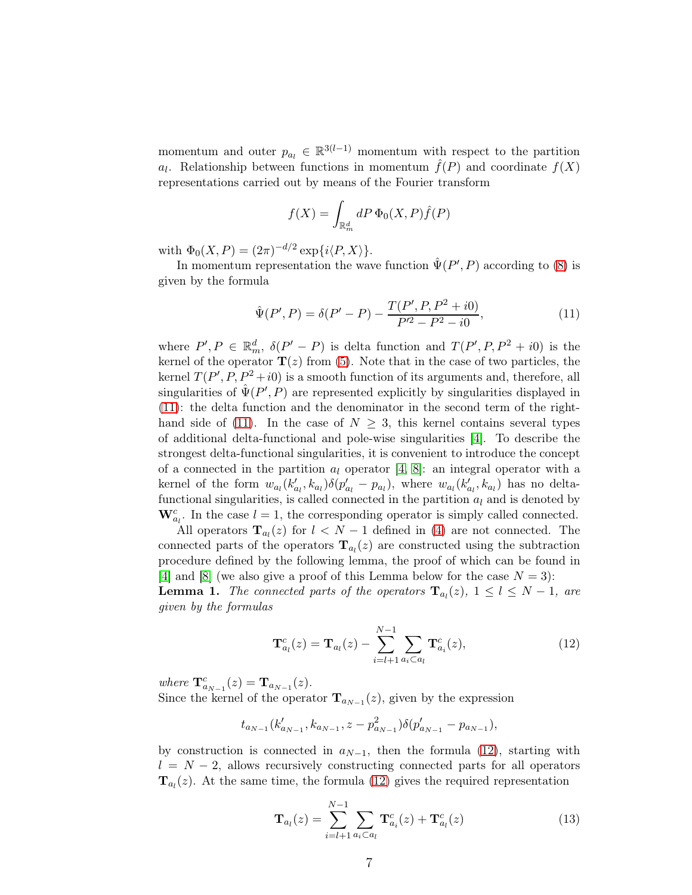momentum and outer $p_{a_l} \in \mathbb{R}^{3(l-1)}$ momentum with respect to the partition $a_l$. Relationship between functions in momentum $\hat{f}(P)$ and coordinate $f(X)$ representations carried out by means of the Fourier transform

$$f(X) = \int_{\mathbb{R}^d_m} dP\, \Phi_0(X, P) \hat{f}(P)$$

with $\Phi_0(X, P) = (2\pi)^{-d/2} \exp\{i\langle P, X\rangle\}$.

In momentum representation the wave function $\hat{\Psi}(P', P)$ according to (8) is given by the formula

$$\hat{\Psi}(P', P) = \delta(P' - P) - \frac{T(P', P, P^2 + i0)}{P'^2 - P^2 - i0}, \tag{11}$$

where $P', P \in \mathbb{R}^d_m$, $\delta(P' - P)$ is delta function and $T(P', P, P^2 + i0)$ is the kernel of the operator $\mathbf{T}(z)$ from (5). Note that in the case of two particles, the kernel $T(P', P, P^2 + i0)$ is a smooth function of its arguments and, therefore, all singularities of $\hat{\Psi}(P', P)$ are represented explicitly by singularities displayed in (11): the delta function and the denominator in the second term of the right-hand side of (11). In the case of $N \geq 3$, this kernel contains several types of additional delta-functional and pole-wise singularities [4]. To describe the strongest delta-functional singularities, it is convenient to introduce the concept of a connected in the partition $a_l$ operator [4, 8]: an integral operator with a kernel of the form $w_{a_l}(k'_{a_l}, k_{a_l})\delta(p'_{a_l} - p_{a_l})$, where $w_{a_l}(k'_{a_l}, k_{a_l})$ has no delta-functional singularities, is called connected in the partition $a_l$ and is denoted by $\mathbf{W}^c_{a_l}$. In the case $l = 1$, the corresponding operator is simply called connected.

All operators $\mathbf{T}_{a_l}(z)$ for $l < N - 1$ defined in (4) are not connected. The connected parts of the operators $\mathbf{T}_{a_l}(z)$ are constructed using the subtraction procedure defined by the following lemma, the proof of which can be found in [4] and [8] (we also give a proof of this Lemma below for the case $N = 3$):

**Lemma 1.** *The connected parts of the operators $\mathbf{T}_{a_l}(z)$, $1 \leq l \leq N - 1$, are given by the formulas*

$$\mathbf{T}^c_{a_l}(z) = \mathbf{T}_{a_l}(z) - \sum_{i=l+1}^{N-1} \sum_{a_i \subset a_l} \mathbf{T}^c_{a_i}(z), \tag{12}$$

*where $\mathbf{T}^c_{a_{N-1}}(z) = \mathbf{T}_{a_{N-1}}(z)$.*

Since the kernel of the operator $\mathbf{T}_{a_{N-1}}(z)$, given by the expression

$$t_{a_{N-1}}(k'_{a_{N-1}}, k_{a_{N-1}}, z - p^2_{a_{N-1}})\delta(p'_{a_{N-1}} - p_{a_{N-1}}),$$

by construction is connected in $a_{N-1}$, then the formula (12), starting with $l = N - 2$, allows recursively constructing connected parts for all operators $\mathbf{T}_{a_l}(z)$. At the same time, the formula (12) gives the required representation

$$\mathbf{T}_{a_l}(z) = \sum_{i=l+1}^{N-1} \sum_{a_i \subset a_l} \mathbf{T}^c_{a_i}(z) + \mathbf{T}^c_{a_l}(z) \tag{13}$$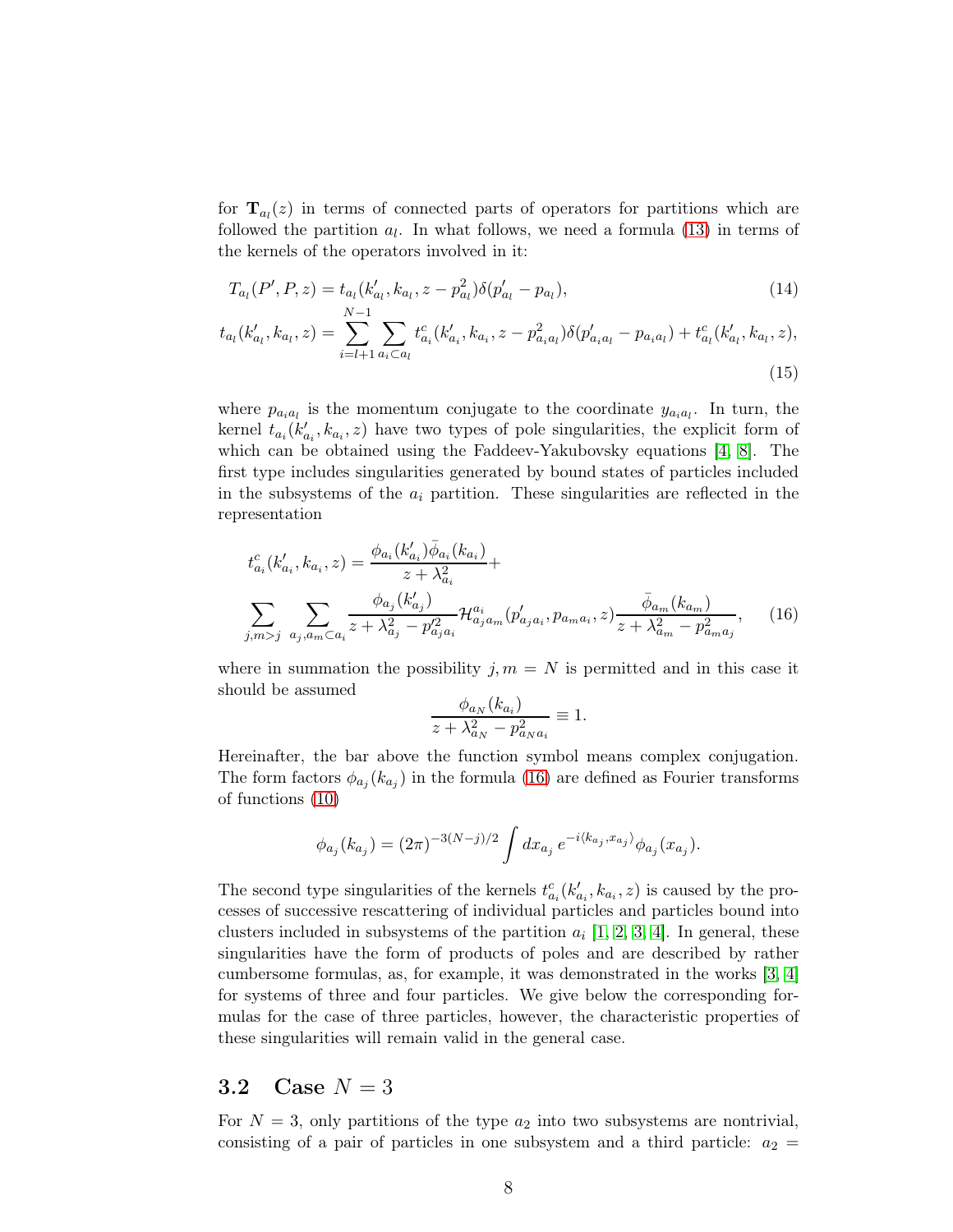for $\mathbf{T}_{a_l}(z)$ in terms of connected parts of operators for partitions which are followed the partition $a_l$. In what follows, we need a formula (13) in terms of the kernels of the operators involved in it:

$$T_{a_l}(P', P, z) = t_{a_l}(k'_{a_l}, k_{a_l}, z - p^2_{a_l})\delta(p'_{a_l} - p_{a_l}), \tag{14}$$

$$t_{a_l}(k'_{a_l}, k_{a_l}, z) = \sum_{i=l+1}^{N-1} \sum_{a_i \subset a_l} t^c_{a_i}(k'_{a_i}, k_{a_i}, z - p^2_{a_i a_l})\delta(p'_{a_i a_l} - p_{a_i a_l}) + t^c_{a_l}(k'_{a_l}, k_{a_l}, z), \tag{15}$$

where $p_{a_i a_l}$ is the momentum conjugate to the coordinate $y_{a_i a_l}$. In turn, the kernel $t_{a_i}(k'_{a_i}, k_{a_i}, z)$ have two types of pole singularities, the explicit form of which can be obtained using the Faddeev-Yakubovsky equations [4, 8]. The first type includes singularities generated by bound states of particles included in the subsystems of the $a_i$ partition. These singularities are reflected in the representation

$$t^c_{a_i}(k'_{a_i}, k_{a_i}, z) = \frac{\phi_{a_i}(k'_{a_i})\bar{\phi}_{a_i}(k_{a_i})}{z + \lambda^2_{a_i}} + \sum_{j,m>j} \sum_{a_j, a_m \subset a_i} \frac{\phi_{a_j}(k'_{a_j})}{z + \lambda^2_{a_j} - p'^2_{a_j a_i}} \mathcal{H}^{a_i}_{a_j a_m}(p'_{a_j a_i}, p_{a_m a_i}, z) \frac{\bar{\phi}_{a_m}(k_{a_m})}{z + \lambda^2_{a_m} - p^2_{a_m a_j}}, \tag{16}$$

where in summation the possibility $j, m = N$ is permitted and in this case it should be assumed

$$\frac{\phi_{a_N}(k_{a_i})}{z + \lambda^2_{a_N} - p^2_{a_N a_i}} \equiv 1.$$

Hereinafter, the bar above the function symbol means complex conjugation. The form factors $\phi_{a_j}(k_{a_j})$ in the formula (16) are defined as Fourier transforms of functions (10)

$$\phi_{a_j}(k_{a_j}) = (2\pi)^{-3(N-j)/2} \int dx_{a_j}\, e^{-i\langle k_{a_j}, x_{a_j}\rangle} \phi_{a_j}(x_{a_j}).$$

The second type singularities of the kernels $t^c_{a_i}(k'_{a_i}, k_{a_i}, z)$ is caused by the processes of successive rescattering of individual particles and particles bound into clusters included in subsystems of the partition $a_i$ [1, 2, 3, 4]. In general, these singularities have the form of products of poles and are described by rather cumbersome formulas, as, for example, it was demonstrated in the works [3, 4] for systems of three and four particles. We give below the corresponding formulas for the case of three particles, however, the characteristic properties of these singularities will remain valid in the general case.

## 3.2 Case $N = 3$

For $N = 3$, only partitions of the type $a_2$ into two subsystems are nontrivial, consisting of a pair of particles in one subsystem and a third particle: $a_2 =$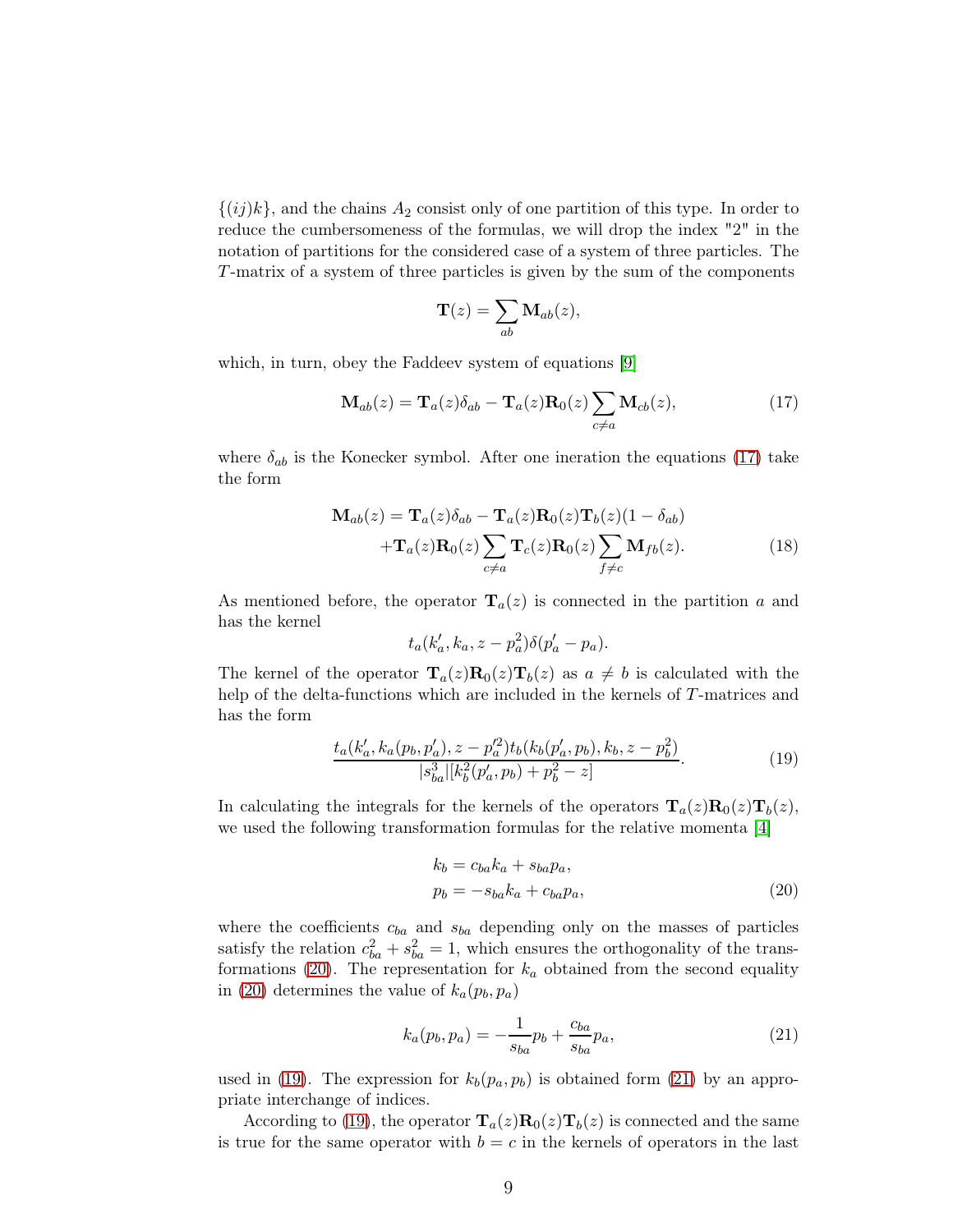$\{(ij)k\}$, and the chains $A_2$ consist only of one partition of this type. In order to reduce the cumbersomeness of the formulas, we will drop the index "2" in the notation of partitions for the considered case of a system of three particles. The $T$-matrix of a system of three particles is given by the sum of the components

$$\mathbf{T}(z) = \sum_{ab} \mathbf{M}_{ab}(z),$$

which, in turn, obey the Faddeev system of equations [9]

$$\mathbf{M}_{ab}(z) = \mathbf{T}_a(z)\delta_{ab} - \mathbf{T}_a(z)\mathbf{R}_0(z)\sum_{c\neq a}\mathbf{M}_{cb}(z), \tag{17}$$

where $\delta_{ab}$ is the Konecker symbol. After one ineration the equations (17) take the form

$$\begin{aligned}\mathbf{M}_{ab}(z) = \mathbf{T}_a(z)\delta_{ab} - \mathbf{T}_a(z)\mathbf{R}_0(z)\mathbf{T}_b(z)(1-\delta_{ab}) \\ +\mathbf{T}_a(z)\mathbf{R}_0(z)\sum_{c\neq a}\mathbf{T}_c(z)\mathbf{R}_0(z)\sum_{f\neq c}\mathbf{M}_{fb}(z).\end{aligned} \tag{18}$$

As mentioned before, the operator $\mathbf{T}_a(z)$ is connected in the partition $a$ and has the kernel

$$t_a(k'_a, k_a, z - p_a^2)\delta(p'_a - p_a).$$

The kernel of the operator $\mathbf{T}_a(z)\mathbf{R}_0(z)\mathbf{T}_b(z)$ as $a \neq b$ is calculated with the help of the delta-functions which are included in the kernels of $T$-matrices and has the form

$$\frac{t_a(k'_a, k_a(p_b, p'_a), z - p'^2_a)t_b(k_b(p'_a, p_b), k_b, z - p_b^2)}{|s_{ba}^3|[k_b^2(p'_a, p_b) + p_b^2 - z]}. \tag{19}$$

In calculating the integrals for the kernels of the operators $\mathbf{T}_a(z)\mathbf{R}_0(z)\mathbf{T}_b(z)$, we used the following transformation formulas for the relative momenta [4]

$$\begin{aligned} k_b &= c_{ba}k_a + s_{ba}p_a, \\ p_b &= -s_{ba}k_a + c_{ba}p_a, \end{aligned} \tag{20}$$

where the coefficients $c_{ba}$ and $s_{ba}$ depending only on the masses of particles satisfy the relation $c_{ba}^2 + s_{ba}^2 = 1$, which ensures the orthogonality of the transformations (20). The representation for $k_a$ obtained from the second equality in (20) determines the value of $k_a(p_b, p_a)$

$$k_a(p_b, p_a) = -\frac{1}{s_{ba}}p_b + \frac{c_{ba}}{s_{ba}}p_a, \tag{21}$$

used in (19). The expression for $k_b(p_a, p_b)$ is obtained form (21) by an appropriate interchange of indices.

According to (19), the operator $\mathbf{T}_a(z)\mathbf{R}_0(z)\mathbf{T}_b(z)$ is connected and the same is true for the same operator with $b = c$ in the kernels of operators in the last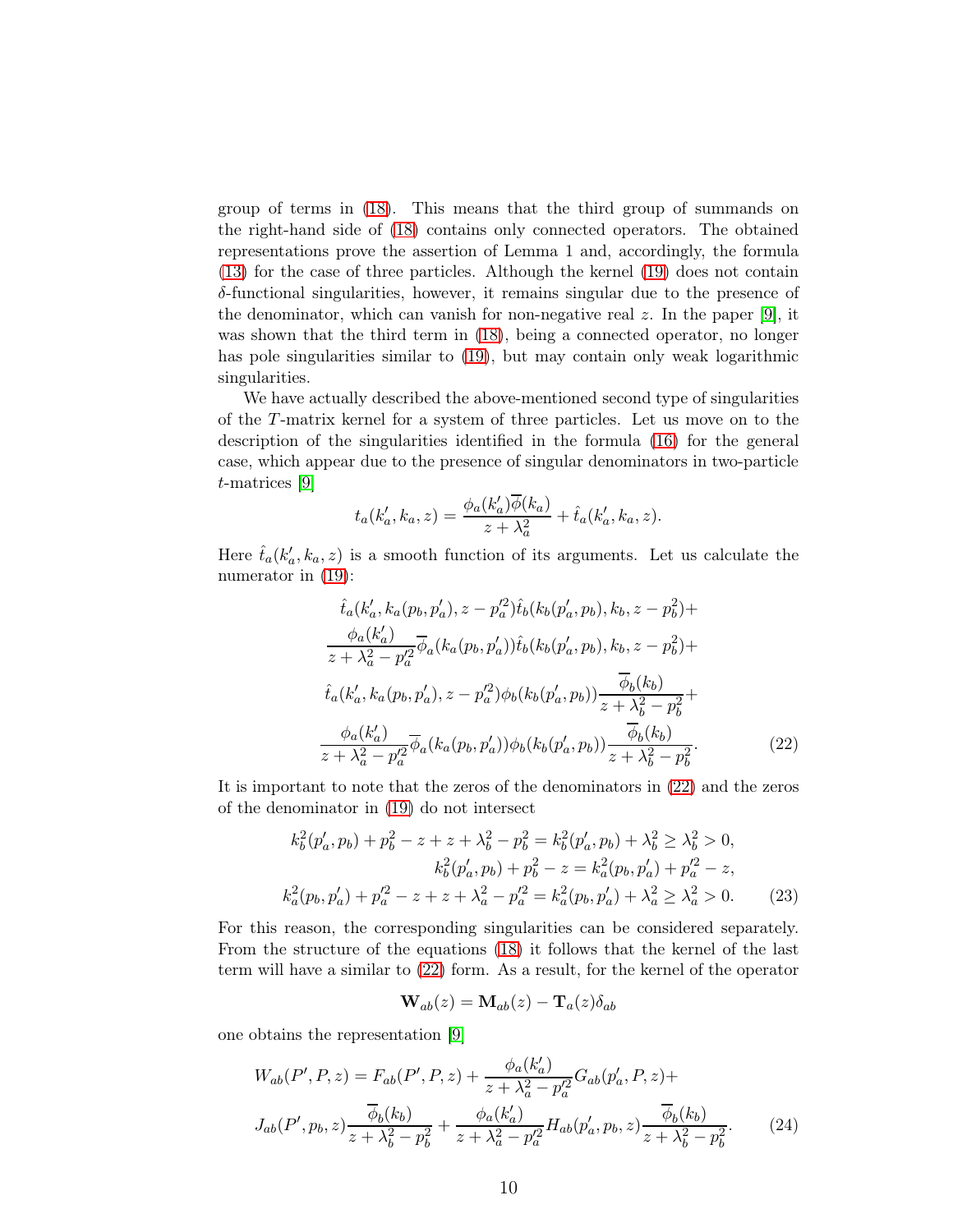group of terms in (18). This means that the third group of summands on the right-hand side of (18) contains only connected operators. The obtained representations prove the assertion of Lemma 1 and, accordingly, the formula (13) for the case of three particles. Although the kernel (19) does not contain $\delta$-functional singularities, however, it remains singular due to the presence of the denominator, which can vanish for non-negative real $z$. In the paper [9], it was shown that the third term in (18), being a connected operator, no longer has pole singularities similar to (19), but may contain only weak logarithmic singularities.

We have actually described the above-mentioned second type of singularities of the $T$-matrix kernel for a system of three particles. Let us move on to the description of the singularities identified in the formula (16) for the general case, which appear due to the presence of singular denominators in two-particle $t$-matrices [9]

$$t_a(k_a', k_a, z) = \frac{\phi_a(k_a')\overline{\phi}(k_a)}{z+\lambda_a^2} + \hat{t}_a(k_a', k_a, z).$$

Here $\hat{t}_a(k_a', k_a, z)$ is a smooth function of its arguments. Let us calculate the numerator in (19):

$$\begin{aligned}
&\hat{t}_a(k_a', k_a(p_b, p_a'), z - p_a'^2)\hat{t}_b(k_b(p_a', p_b), k_b, z - p_b^2)+\\
&\frac{\phi_a(k_a')}{z+\lambda_a^2 - p_a'^2}\overline{\phi}_a(k_a(p_b, p_a'))\hat{t}_b(k_b(p_a', p_b), k_b, z - p_b^2)+\\
&\hat{t}_a(k_a', k_a(p_b, p_a'), z - p_a'^2)\phi_b(k_b(p_a', p_b))\frac{\overline{\phi}_b(k_b)}{z+\lambda_b^2 - p_b^2}+\\
&\frac{\phi_a(k_a')}{z+\lambda_a^2 - p_a'^2}\overline{\phi}_a(k_a(p_b, p_a'))\phi_b(k_b(p_a', p_b))\frac{\overline{\phi}_b(k_b)}{z+\lambda_b^2 - p_b^2}.
\end{aligned} \tag{22}$$

It is important to note that the zeros of the denominators in (22) and the zeros of the denominator in (19) do not intersect

$$\begin{aligned}
k_b^2(p_a', p_b) + p_b^2 - z + z + \lambda_b^2 - p_b^2 = k_b^2(p_a', p_b) + \lambda_b^2 \geq \lambda_b^2 > 0,\\
k_b^2(p_a', p_b) + p_b^2 - z = k_a^2(p_b, p_a') + p_a'^2 - z,\\
k_a^2(p_b, p_a') + p_a'^2 - z + z + \lambda_a^2 - p_a'^2 = k_a^2(p_b, p_a') + \lambda_a^2 \geq \lambda_a^2 > 0.
\end{aligned} \tag{23}$$

For this reason, the corresponding singularities can be considered separately. From the structure of the equations (18) it follows that the kernel of the last term will have a similar to (22) form. As a result, for the kernel of the operator

$$\mathbf{W}_{ab}(z) = \mathbf{M}_{ab}(z) - \mathbf{T}_a(z)\delta_{ab}$$

one obtains the representation [9]

$$\begin{aligned}
W_{ab}(P', P, z) = F_{ab}(P', P, z) + \frac{\phi_a(k_a')}{z+\lambda_a^2 - p_a'^2}G_{ab}(p_a', P, z)+\\
J_{ab}(P', p_b, z)\frac{\overline{\phi}_b(k_b)}{z+\lambda_b^2 - p_b^2} + \frac{\phi_a(k_a')}{z+\lambda_a^2 - p_a'^2}H_{ab}(p_a', p_b, z)\frac{\overline{\phi}_b(k_b)}{z+\lambda_b^2 - p_b^2}.
\end{aligned} \tag{24}$$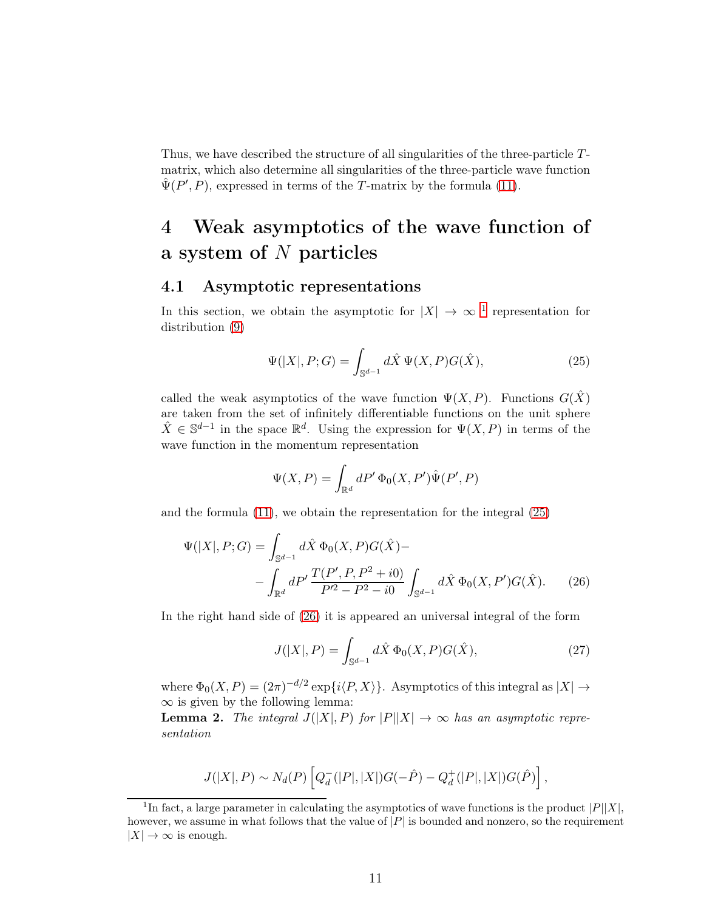Thus, we have described the structure of all singularities of the three-particle $T$-matrix, which also determine all singularities of the three-particle wave function $\hat{\Psi}(P', P)$, expressed in terms of the $T$-matrix by the formula (11).

# 4 Weak asymptotics of the wave function of a system of $N$ particles

## 4.1 Asymptotic representations

In this section, we obtain the asymptotic for $|X| \to \infty$ [1] representation for distribution (9)

$$\Psi(|X|, P; G) = \int_{\mathbb{S}^{d-1}} d\hat{X}\, \Psi(X, P) G(\hat{X}), \tag{25}$$

called the weak asymptotics of the wave function $\Psi(X, P)$. Functions $G(\hat{X})$ are taken from the set of infinitely differentiable functions on the unit sphere $\hat{X} \in \mathbb{S}^{d-1}$ in the space $\mathbb{R}^d$. Using the expression for $\Psi(X, P)$ in terms of the wave function in the momentum representation

$$\Psi(X, P) = \int_{\mathbb{R}^d} dP'\, \Phi_0(X, P') \hat{\Psi}(P', P)$$

and the formula (11), we obtain the representation for the integral (25)

$$\begin{aligned}\Psi(|X|, P; G) = \int_{\mathbb{S}^{d-1}} d\hat{X}\, \Phi_0(X, P) G(\hat{X}) - \\ - \int_{\mathbb{R}^d} dP'\, \frac{T(P', P, P^2 + i0)}{P'^2 - P^2 - i0} \int_{\mathbb{S}^{d-1}} d\hat{X}\, \Phi_0(X, P') G(\hat{X}).\end{aligned} \tag{26}$$

In the right hand side of (26) it is appeared an universal integral of the form

$$J(|X|, P) = \int_{\mathbb{S}^{d-1}} d\hat{X}\, \Phi_0(X, P) G(\hat{X}), \tag{27}$$

where $\Phi_0(X, P) = (2\pi)^{-d/2} \exp\{i\langle P, X\rangle\}$. Asymptotics of this integral as $|X| \to \infty$ is given by the following lemma:

**Lemma 2.** *The integral $J(|X|, P)$ for $|P||X| \to \infty$ has an asymptotic representation*

$$J(|X|, P) \sim N_d(P) \left[ Q_d^-(|P|, |X|) G(-\hat{P}) - Q_d^+(|P|, |X|) G(\hat{P}) \right],$$

[1] In fact, a large parameter in calculating the asymptotics of wave functions is the product $|P||X|$, however, we assume in what follows that the value of $|P|$ is bounded and nonzero, so the requirement $|X| \to \infty$ is enough.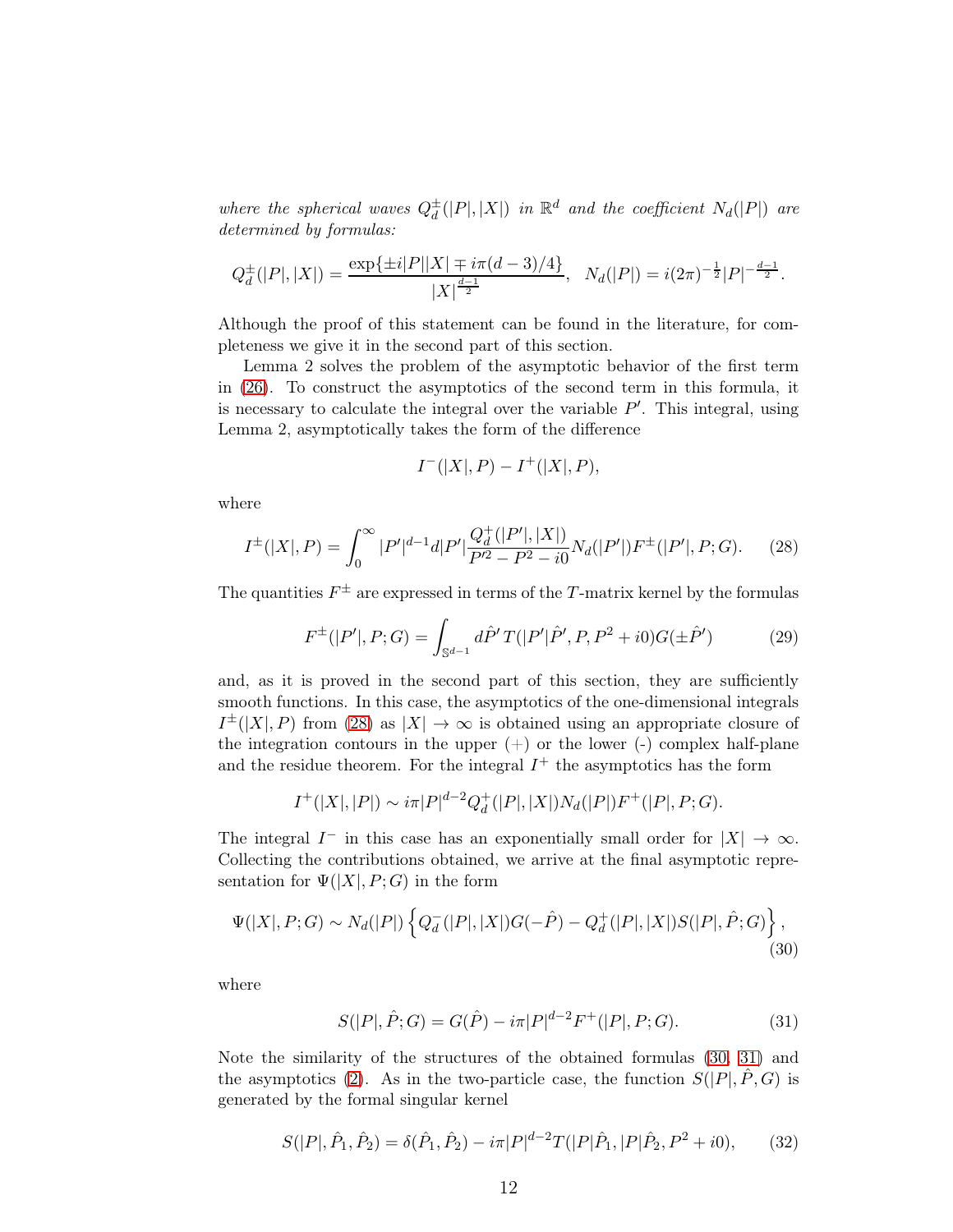*where the spherical waves $Q_d^{\pm}(|P|,|X|)$ in $\mathbb{R}^d$ and the coefficient $N_d(|P|)$ are determined by formulas:*

$$Q_d^{\pm}(|P|,|X|) = \frac{\exp\{\pm i|P||X| \mp i\pi(d-3)/4\}}{|X|^{\frac{d-1}{2}}}, \quad N_d(|P|) = i(2\pi)^{-\frac{1}{2}}|P|^{-\frac{d-1}{2}}.$$

Although the proof of this statement can be found in the literature, for completeness we give it in the second part of this section.

Lemma 2 solves the problem of the asymptotic behavior of the first term in (26). To construct the asymptotics of the second term in this formula, it is necessary to calculate the integral over the variable $P'$. This integral, using Lemma 2, asymptotically takes the form of the difference

$$I^-(|X|,P) - I^+(|X|,P),$$

where

$$I^{\pm}(|X|,P) = \int_0^{\infty} |P'|^{d-1}d|P'|\frac{Q_d^{+}(|P'|,|X|)}{P'^2 - P^2 - i0}N_d(|P'|)F^{\pm}(|P'|,P;G). \tag{28}$$

The quantities $F^{\pm}$ are expressed in terms of the $T$-matrix kernel by the formulas

$$F^{\pm}(|P'|,P;G) = \int_{\mathbb{S}^{d-1}} d\hat{P}'\, T(|P'|\hat{P}',P,P^2+i0)G(\pm\hat{P}') \tag{29}$$

and, as it is proved in the second part of this section, they are sufficiently smooth functions. In this case, the asymptotics of the one-dimensional integrals $I^{\pm}(|X|,P)$ from (28) as $|X| \to \infty$ is obtained using an appropriate closure of the integration contours in the upper (+) or the lower (-) complex half-plane and the residue theorem. For the integral $I^+$ the asymptotics has the form

$$I^+(|X|,|P|) \sim i\pi|P|^{d-2}Q_d^{+}(|P|,|X|)N_d(|P|)F^{+}(|P|,P;G).$$

The integral $I^-$ in this case has an exponentially small order for $|X| \to \infty$. Collecting the contributions obtained, we arrive at the final asymptotic representation for $\Psi(|X|,P;G)$ in the form

$$\Psi(|X|,P;G) \sim N_d(|P|)\left\{Q_d^{-}(|P|,|X|)G(-\hat{P}) - Q_d^{+}(|P|,|X|)S(|P|,\hat{P};G)\right\}, \tag{30}$$

where

$$S(|P|,\hat{P};G) = G(\hat{P}) - i\pi|P|^{d-2}F^{+}(|P|,P;G). \tag{31}$$

Note the similarity of the structures of the obtained formulas (30, 31) and the asymptotics (2). As in the two-particle case, the function $S(|P|,\hat{P},G)$ is generated by the formal singular kernel

$$S(|P|,\hat{P}_1,\hat{P}_2) = \delta(\hat{P}_1,\hat{P}_2) - i\pi|P|^{d-2}T(|P|\hat{P}_1,|P|\hat{P}_2,P^2+i0), \tag{32}$$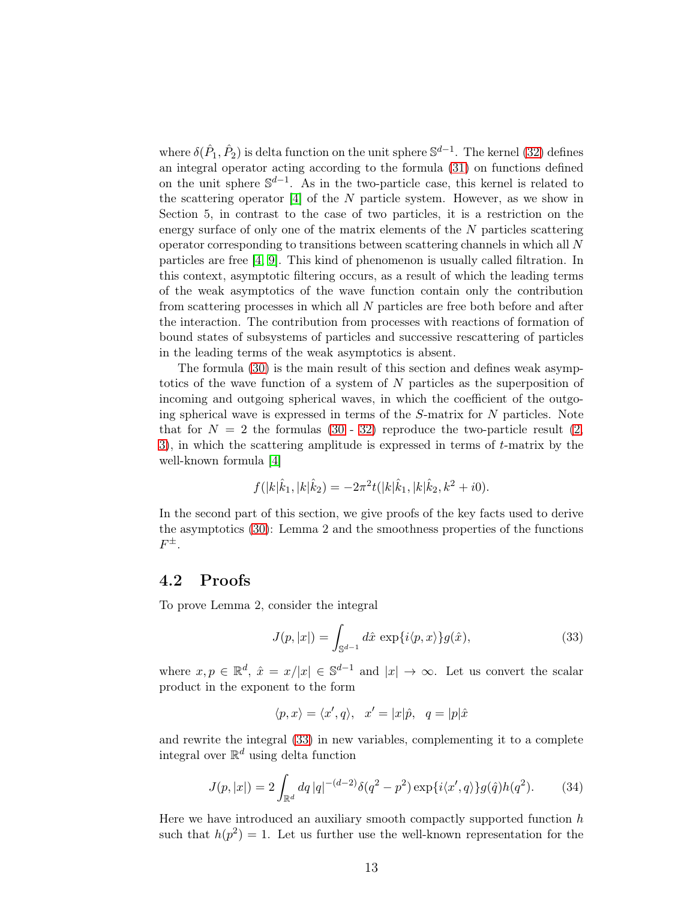where $\delta(\hat{P}_1, \hat{P}_2)$ is delta function on the unit sphere $\mathbb{S}^{d-1}$. The kernel (32) defines an integral operator acting according to the formula (31) on functions defined on the unit sphere $\mathbb{S}^{d-1}$. As in the two-particle case, this kernel is related to the scattering operator [4] of the $N$ particle system. However, as we show in Section 5, in contrast to the case of two particles, it is a restriction on the energy surface of only one of the matrix elements of the $N$ particles scattering operator corresponding to transitions between scattering channels in which all $N$ particles are free [4, 9]. This kind of phenomenon is usually called filtration. In this context, asymptotic filtering occurs, as a result of which the leading terms of the weak asymptotics of the wave function contain only the contribution from scattering processes in which all $N$ particles are free both before and after the interaction. The contribution from processes with reactions of formation of bound states of subsystems of particles and successive rescattering of particles in the leading terms of the weak asymptotics is absent.

The formula (30) is the main result of this section and defines weak asymptotics of the wave function of a system of $N$ particles as the superposition of incoming and outgoing spherical waves, in which the coefficient of the outgoing spherical wave is expressed in terms of the $S$-matrix for $N$ particles. Note that for $N = 2$ the formulas (30 - 32) reproduce the two-particle result (2, 3), in which the scattering amplitude is expressed in terms of $t$-matrix by the well-known formula [4]

$$f(|k|\hat{k}_1, |k|\hat{k}_2) = -2\pi^2 t(|k|\hat{k}_1, |k|\hat{k}_2, k^2 + i0).$$

In the second part of this section, we give proofs of the key facts used to derive the asymptotics (30): Lemma 2 and the smoothness properties of the functions $F^{\pm}$.

## 4.2 Proofs

To prove Lemma 2, consider the integral

$$J(p, |x|) = \int_{\mathbb{S}^{d-1}} d\hat{x}\, \exp\{i\langle p, x\rangle\} g(\hat{x}), \tag{33}$$

where $x, p \in \mathbb{R}^d$, $\hat{x} = x/|x| \in \mathbb{S}^{d-1}$ and $|x| \to \infty$. Let us convert the scalar product in the exponent to the form

$$\langle p, x\rangle = \langle x', q\rangle, \quad x' = |x|\hat{p}, \quad q = |p|\hat{x}$$

and rewrite the integral (33) in new variables, complementing it to a complete integral over $\mathbb{R}^d$ using delta function

$$J(p, |x|) = 2\int_{\mathbb{R}^d} dq\, |q|^{-(d-2)} \delta(q^2 - p^2) \exp\{i\langle x', q\rangle\} g(\hat{q}) h(q^2). \tag{34}$$

Here we have introduced an auxiliary smooth compactly supported function $h$ such that $h(p^2) = 1$. Let us further use the well-known representation for the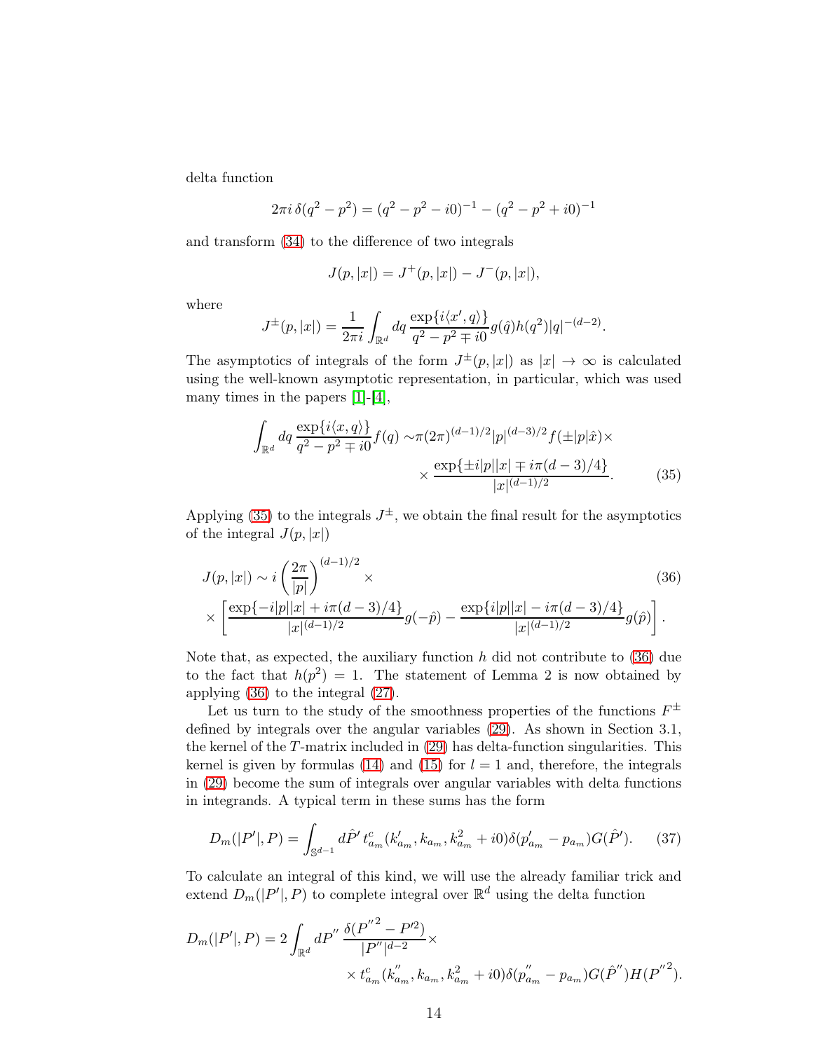delta function

$$2\pi i\,\delta(q^2-p^2) = (q^2-p^2-i0)^{-1} - (q^2-p^2+i0)^{-1}$$

and transform (34) to the difference of two integrals

$$J(p,|x|) = J^+(p,|x|) - J^-(p,|x|),$$

where

$$J^\pm(p,|x|) = \frac{1}{2\pi i}\int_{\mathbb{R}^d} dq\, \frac{\exp\{i\langle x', q\rangle\}}{q^2-p^2\mp i0} g(\hat q) h(q^2) |q|^{-(d-2)}.$$

The asymptotics of integrals of the form $J^\pm(p,|x|)$ as $|x|\to\infty$ is calculated using the well-known asymptotic representation, in particular, which was used many times in the papers [1]-[4],

$$\begin{aligned}\int_{\mathbb{R}^d} dq\, \frac{\exp\{i\langle x, q\rangle\}}{q^2-p^2\mp i0} f(q) \sim & \pi(2\pi)^{(d-1)/2}|p|^{(d-3)/2} f(\pm|p|\hat x)\times \\ & \times \frac{\exp\{\pm i|p||x| \mp i\pi(d-3)/4\}}{|x|^{(d-1)/2}}. \end{aligned} \tag{35}$$

Applying (35) to the integrals $J^\pm$, we obtain the final result for the asymptotics of the integral $J(p,|x|)$

$$\begin{aligned} J(p,|x|) \sim & \, i\left(\frac{2\pi}{|p|}\right)^{(d-1)/2} \times \\ \times & \left[\frac{\exp\{-i|p||x| + i\pi(d-3)/4\}}{|x|^{(d-1)/2}} g(-\hat p) - \frac{\exp\{i|p||x| - i\pi(d-3)/4\}}{|x|^{(d-1)/2}} g(\hat p)\right]. \end{aligned} \tag{36}$$

Note that, as expected, the auxiliary function $h$ did not contribute to (36) due to the fact that $h(p^2)=1$. The statement of Lemma 2 is now obtained by applying (36) to the integral (27).

Let us turn to the study of the smoothness properties of the functions $F^\pm$ defined by integrals over the angular variables (29). As shown in Section 3.1, the kernel of the $T$-matrix included in (29) has delta-function singularities. This kernel is given by formulas (14) and (15) for $l=1$ and, therefore, the integrals in (29) become the sum of integrals over angular variables with delta functions in integrands. A typical term in these sums has the form

$$D_m(|P'|,P) = \int_{\mathbb{S}^{d-1}} d\hat P'\, t^c_{a_m}(k'_{a_m}, k_{a_m}, k^2_{a_m}+i0)\delta(p'_{a_m}-p_{a_m}) G(\hat P'). \tag{37}$$

To calculate an integral of this kind, we will use the already familiar trick and extend $D_m(|P'|,P)$ to complete integral over $\mathbb{R}^d$ using the delta function

$$\begin{aligned} D_m(|P'|,P) = 2\int_{\mathbb{R}^d} dP''\, & \frac{\delta({P''}^2 - {P'}^2)}{|P''|^{d-2}}\times \\ & \times t^c_{a_m}(k''_{a_m}, k_{a_m}, k^2_{a_m}+i0)\delta(p''_{a_m}-p_{a_m}) G(\hat P'') H({P''}^2). \end{aligned}$$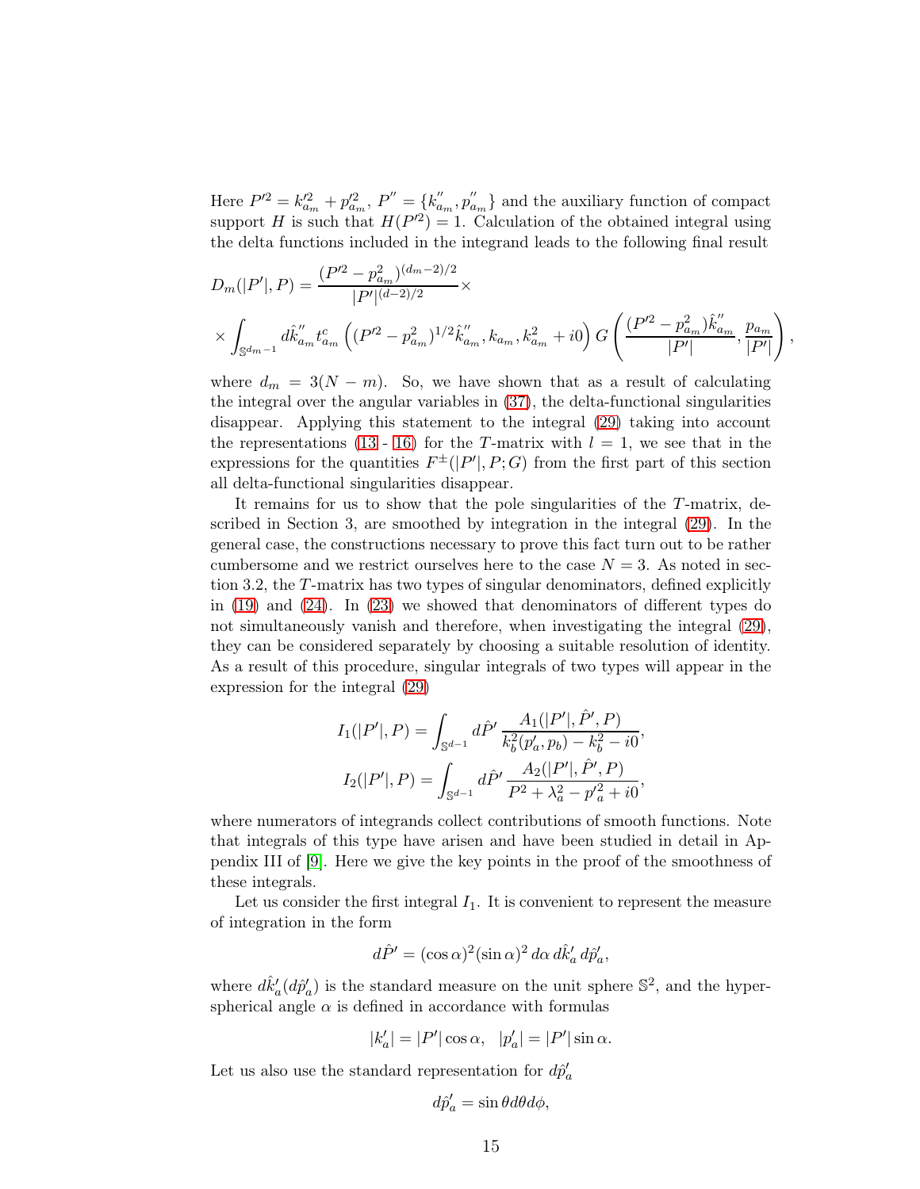Here $P'^2 = k'^2_{a_m} + p'^2_{a_m}$, $P'' = \{k''_{a_m}, p''_{a_m}\}$ and the auxiliary function of compact support $H$ is such that $H(P'^2) = 1$. Calculation of the obtained integral using the delta functions included in the integrand leads to the following final result

$$D_m(|P'|, P) = \frac{(P'^2 - p^2_{a_m})^{(d_m-2)/2}}{|P'|^{(d-2)/2}} \times$$
$$\times \int_{\mathbb{S}^{d_m-1}} d\hat{k}''_{a_m} t^c_{a_m}\left((P'^2 - p^2_{a_m})^{1/2}\hat{k}''_{a_m}, k_{a_m}, k^2_{a_m} + i0\right) G\left(\frac{(P'^2 - p^2_{a_m})\hat{k}''_{a_m}}{|P'|}, \frac{p_{a_m}}{|P'|}\right),$$

where $d_m = 3(N - m)$. So, we have shown that as a result of calculating the integral over the angular variables in (37), the delta-functional singularities disappear. Applying this statement to the integral (29) taking into account the representations (13 - 16) for the $T$-matrix with $l = 1$, we see that in the expressions for the quantities $F^{\pm}(|P'|, P; G)$ from the first part of this section all delta-functional singularities disappear.

It remains for us to show that the pole singularities of the $T$-matrix, described in Section 3, are smoothed by integration in the integral (29). In the general case, the constructions necessary to prove this fact turn out to be rather cumbersome and we restrict ourselves here to the case $N = 3$. As noted in section 3.2, the $T$-matrix has two types of singular denominators, defined explicitly in (19) and (24). In (23) we showed that denominators of different types do not simultaneously vanish and therefore, when investigating the integral (29), they can be considered separately by choosing a suitable resolution of identity. As a result of this procedure, singular integrals of two types will appear in the expression for the integral (29)

$$I_1(|P'|, P) = \int_{\mathbb{S}^{d-1}} d\hat{P}' \, \frac{A_1(|P'|, \hat{P}', P)}{k^2_b(p'_a, p_b) - k^2_b - i0},$$
$$I_2(|P'|, P) = \int_{\mathbb{S}^{d-1}} d\hat{P}' \, \frac{A_2(|P'|, \hat{P}', P)}{P^2 + \lambda^2_a - p'^2_a + i0},$$

where numerators of integrands collect contributions of smooth functions. Note that integrals of this type have arisen and have been studied in detail in Appendix III of [9]. Here we give the key points in the proof of the smoothness of these integrals.

Let us consider the first integral $I_1$. It is convenient to represent the measure of integration in the form

$$d\hat{P}' = (\cos\alpha)^2(\sin\alpha)^2 \, d\alpha \, d\hat{k}'_a \, d\hat{p}'_a,$$

where $d\hat{k}'_a(d\hat{p}'_a)$ is the standard measure on the unit sphere $\mathbb{S}^2$, and the hyperspherical angle $\alpha$ is defined in accordance with formulas

$$|k'_a| = |P'|\cos\alpha, \quad |p'_a| = |P'|\sin\alpha.$$

Let us also use the standard representation for $d\hat{p}'_a$

$$d\hat{p}'_a = \sin\theta d\theta d\phi,$$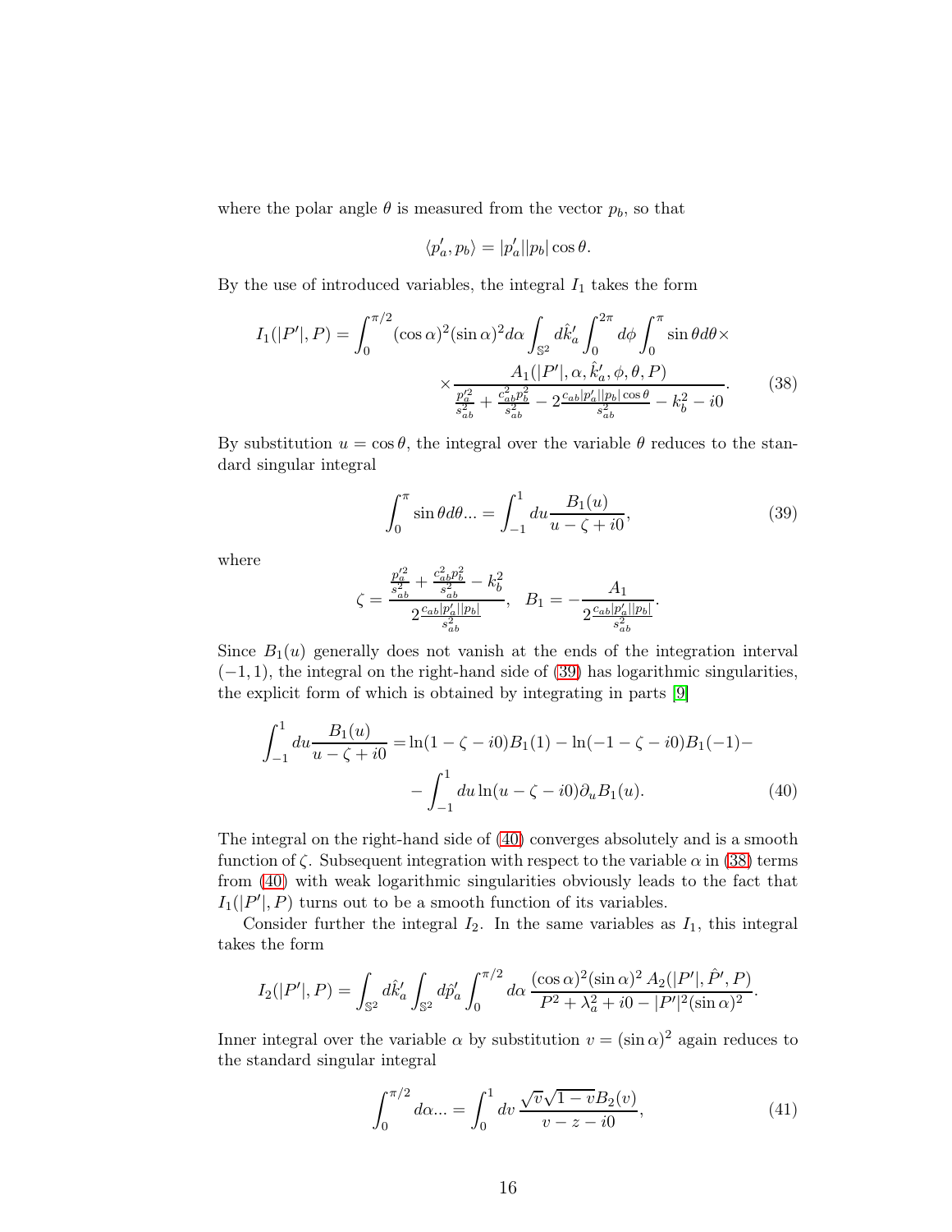where the polar angle $\theta$ is measured from the vector $p_b$, so that

$$\langle p'_a, p_b \rangle = |p'_a||p_b| \cos\theta.$$

By the use of introduced variables, the integral $I_1$ takes the form

$$I_1(|P'|, P) = \int_0^{\pi/2} (\cos\alpha)^2 (\sin\alpha)^2 d\alpha \int_{\mathbb{S}^2} d\hat{k}'_a \int_0^{2\pi} d\phi \int_0^{\pi} \sin\theta d\theta \times$$
$$\times \frac{A_1(|P'|, \alpha, \hat{k}'_a, \phi, \theta, P)}{\frac{p_a'^2}{s_{ab}^2} + \frac{c_{ab}^2 p_b^2}{s_{ab}^2} - 2\frac{c_{ab}|p'_a||p_b|\cos\theta}{s_{ab}^2} - k_b^2 - i0}. \tag{38}$$

By substitution $u = \cos\theta$, the integral over the variable $\theta$ reduces to the standard singular integral

$$\int_0^{\pi} \sin\theta d\theta ... = \int_{-1}^{1} du \frac{B_1(u)}{u - \zeta + i0}, \tag{39}$$

where

$$\zeta = \frac{\frac{p_a'^2}{s_{ab}^2} + \frac{c_{ab}^2 p_b^2}{s_{ab}^2} - k_b^2}{2\frac{c_{ab}|p'_a||p_b|}{s_{ab}^2}}, \quad B_1 = -\frac{A_1}{2\frac{c_{ab}|p'_a||p_b|}{s_{ab}^2}}.$$

Since $B_1(u)$ generally does not vanish at the ends of the integration interval $(-1, 1)$, the integral on the right-hand side of (39) has logarithmic singularities, the explicit form of which is obtained by integrating in parts [9]

$$\int_{-1}^{1} du \frac{B_1(u)}{u - \zeta + i0} = \ln(1 - \zeta - i0) B_1(1) - \ln(-1 - \zeta - i0) B_1(-1) -$$
$$- \int_{-1}^{1} du \ln(u - \zeta - i0) \partial_u B_1(u). \tag{40}$$

The integral on the right-hand side of (40) converges absolutely and is a smooth function of $\zeta$. Subsequent integration with respect to the variable $\alpha$ in (38) terms from (40) with weak logarithmic singularities obviously leads to the fact that $I_1(|P'|, P)$ turns out to be a smooth function of its variables.

Consider further the integral $I_2$. In the same variables as $I_1$, this integral takes the form

$$I_2(|P'|, P) = \int_{\mathbb{S}^2} d\hat{k}'_a \int_{\mathbb{S}^2} d\hat{p}'_a \int_0^{\pi/2} d\alpha \, \frac{(\cos\alpha)^2 (\sin\alpha)^2 \, A_2(|P'|, \hat{P}', P)}{P^2 + \lambda_a^2 + i0 - |P'|^2 (\sin\alpha)^2}.$$

Inner integral over the variable $\alpha$ by substitution $v = (\sin\alpha)^2$ again reduces to the standard singular integral

$$\int_0^{\pi/2} d\alpha ... = \int_0^1 dv \, \frac{\sqrt{v}\sqrt{1 - v} B_2(v)}{v - z - i0}, \tag{41}$$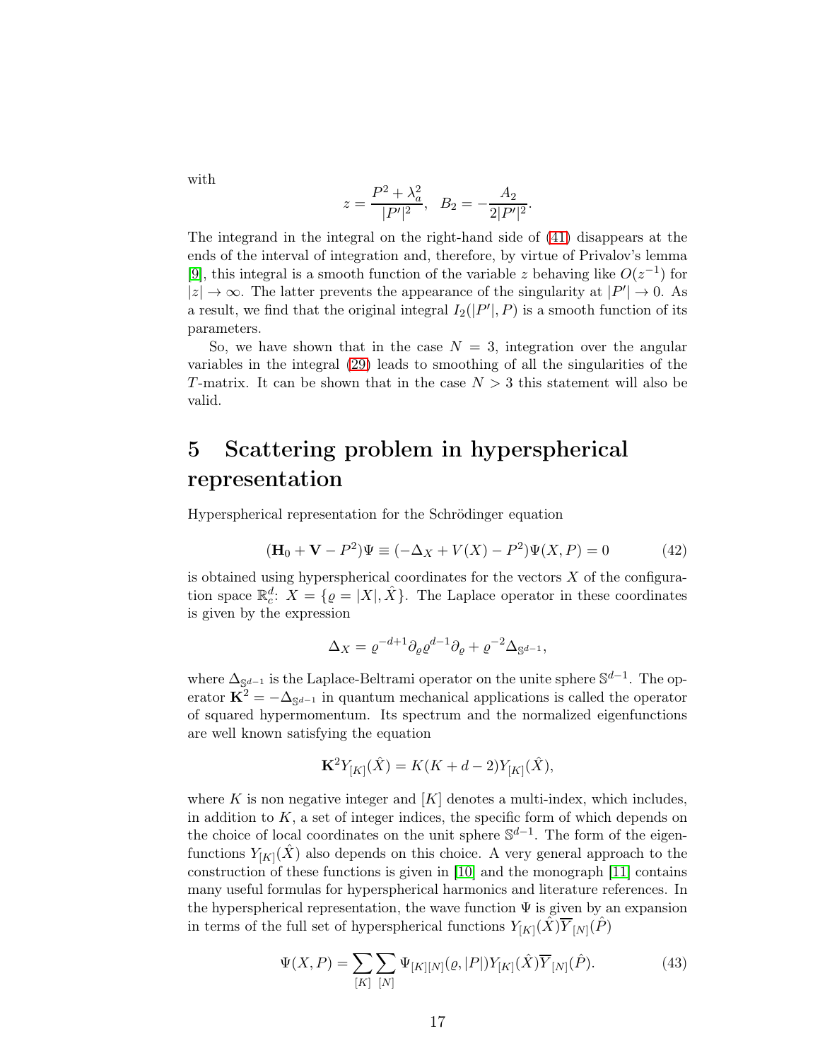with

$$z = \frac{P^2 + \lambda_a^2}{|P'|^2}, \quad B_2 = -\frac{A_2}{2|P'|^2}.$$

The integrand in the integral on the right-hand side of (41) disappears at the ends of the interval of integration and, therefore, by virtue of Privalov's lemma [9], this integral is a smooth function of the variable $z$ behaving like $O(z^{-1})$ for $|z| \to \infty$. The latter prevents the appearance of the singularity at $|P'| \to 0$. As a result, we find that the original integral $I_2(|P'|, P)$ is a smooth function of its parameters.

So, we have shown that in the case $N = 3$, integration over the angular variables in the integral (29) leads to smoothing of all the singularities of the $T$-matrix. It can be shown that in the case $N > 3$ this statement will also be valid.

# 5 Scattering problem in hyperspherical representation

Hyperspherical representation for the Schrödinger equation

$$(\mathbf{H}_0 + \mathbf{V} - P^2)\Psi \equiv (-\Delta_X + V(X) - P^2)\Psi(X, P) = 0 \tag{42}$$

is obtained using hyperspherical coordinates for the vectors $X$ of the configuration space $\mathbb{R}^d_c$: $X = \{\varrho = |X|, \hat{X}\}$. The Laplace operator in these coordinates is given by the expression

$$\Delta_X = \varrho^{-d+1}\partial_\varrho \varrho^{d-1}\partial_\varrho + \varrho^{-2}\Delta_{\mathbb{S}^{d-1}},$$

where $\Delta_{\mathbb{S}^{d-1}}$ is the Laplace-Beltrami operator on the unite sphere $\mathbb{S}^{d-1}$. The operator $\mathbf{K}^2 = -\Delta_{\mathbb{S}^{d-1}}$ in quantum mechanical applications is called the operator of squared hypermomentum. Its spectrum and the normalized eigenfunctions are well known satisfying the equation

$$\mathbf{K}^2 Y_{[K]}(\hat{X}) = K(K + d - 2)Y_{[K]}(\hat{X}),$$

where $K$ is non negative integer and $[K]$ denotes a multi-index, which includes, in addition to $K$, a set of integer indices, the specific form of which depends on the choice of local coordinates on the unit sphere $\mathbb{S}^{d-1}$. The form of the eigenfunctions $Y_{[K]}(\hat{X})$ also depends on this choice. A very general approach to the construction of these functions is given in [10] and the monograph [11] contains many useful formulas for hyperspherical harmonics and literature references. In the hyperspherical representation, the wave function $\Psi$ is given by an expansion in terms of the full set of hyperspherical functions $Y_{[K]}(\hat{X})\overline{Y}_{[N]}(\hat{P})$

$$\Psi(X, P) = \sum_{[K]}\sum_{[N]} \Psi_{[K][N]}(\varrho, |P|)Y_{[K]}(\hat{X})\overline{Y}_{[N]}(\hat{P}). \tag{43}$$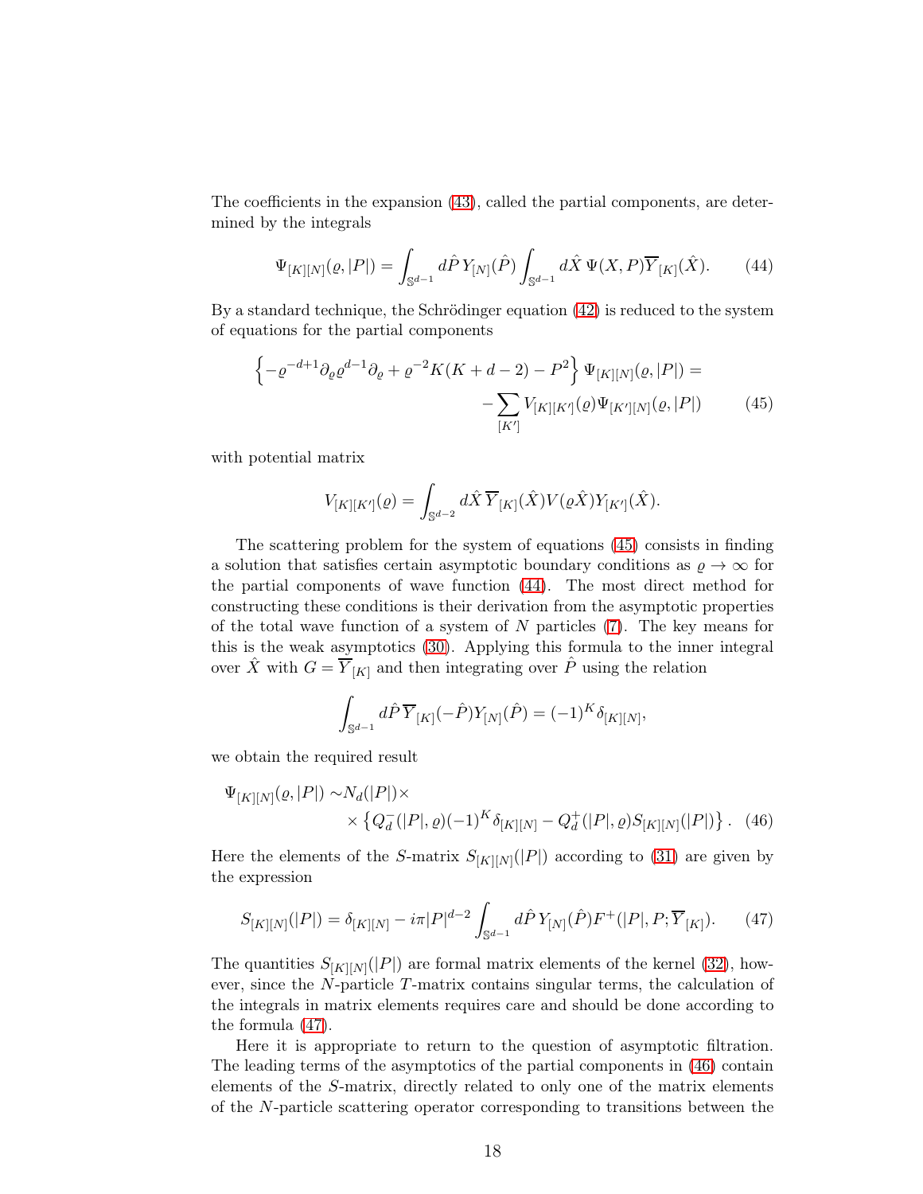The coefficients in the expansion (43), called the partial components, are determined by the integrals

$$\Psi_{[K][N]}(\varrho,|P|) = \int_{\mathbb{S}^{d-1}} d\hat{P}\, Y_{[N]}(\hat{P}) \int_{\mathbb{S}^{d-1}} d\hat{X}\, \Psi(X,P)\overline{Y}_{[K]}(\hat{X}). \tag{44}$$

By a standard technique, the Schrödinger equation (42) is reduced to the system of equations for the partial components

$$\left\{-\varrho^{-d+1}\partial_\varrho \varrho^{d-1}\partial_\varrho + \varrho^{-2}K(K+d-2) - P^2\right\}\Psi_{[K][N]}(\varrho,|P|) = \\ -\sum_{[K']} V_{[K][K']}(\varrho)\Psi_{[K'][N]}(\varrho,|P|) \tag{45}$$

with potential matrix

$$V_{[K][K']}(\varrho) = \int_{\mathbb{S}^{d-2}} d\hat{X}\, \overline{Y}_{[K]}(\hat{X}) V(\varrho\hat{X}) Y_{[K']}(\hat{X}).$$

The scattering problem for the system of equations (45) consists in finding a solution that satisfies certain asymptotic boundary conditions as $\varrho \to \infty$ for the partial components of wave function (44). The most direct method for constructing these conditions is their derivation from the asymptotic properties of the total wave function of a system of $N$ particles (7). The key means for this is the weak asymptotics (30). Applying this formula to the inner integral over $\hat{X}$ with $G = \overline{Y}_{[K]}$ and then integrating over $\hat{P}$ using the relation

$$\int_{\mathbb{S}^{d-1}} d\hat{P}\, \overline{Y}_{[K]}(-\hat{P}) Y_{[N]}(\hat{P}) = (-1)^K \delta_{[K][N]},$$

we obtain the required result

$$\Psi_{[K][N]}(\varrho,|P|) \sim N_d(|P|)\times \\ \times \left\{Q_d^-(|P|,\varrho)(-1)^K\delta_{[K][N]} - Q_d^+(|P|,\varrho)S_{[K][N]}(|P|)\right\}. \tag{46}$$

Here the elements of the $S$-matrix $S_{[K][N]}(|P|)$ according to (31) are given by the expression

$$S_{[K][N]}(|P|) = \delta_{[K][N]} - i\pi|P|^{d-2}\int_{\mathbb{S}^{d-1}} d\hat{P}\, Y_{[N]}(\hat{P}) F^+(|P|,P;\overline{Y}_{[K]}). \tag{47}$$

The quantities $S_{[K][N]}(|P|)$ are formal matrix elements of the kernel (32), however, since the $N$-particle $T$-matrix contains singular terms, the calculation of the integrals in matrix elements requires care and should be done according to the formula (47).

Here it is appropriate to return to the question of asymptotic filtration. The leading terms of the asymptotics of the partial components in (46) contain elements of the $S$-matrix, directly related to only one of the matrix elements of the $N$-particle scattering operator corresponding to transitions between the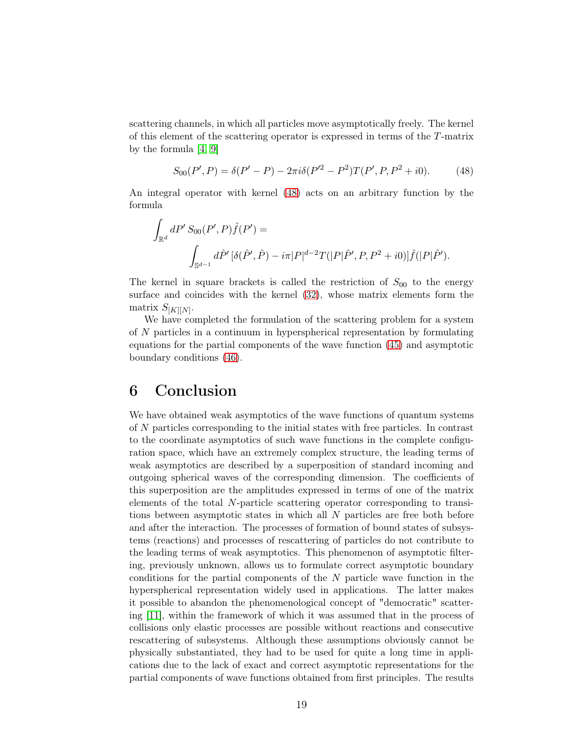scattering channels, in which all particles move asymptotically freely. The kernel of this element of the scattering operator is expressed in terms of the $T$-matrix by the formula [4, 9]

$$S_{00}(P', P) = \delta(P' - P) - 2\pi i \delta(P'^2 - P^2) T(P', P, P^2 + i0). \tag{48}$$

An integral operator with kernel (48) acts on an arbitrary function by the formula

$$\int_{\mathbb{R}^d} dP' \, S_{00}(P', P) \hat{f}(P') =$$
$$\int_{\mathbb{S}^{d-1}} d\hat{P}' \, [\delta(\hat{P}', \hat{P}) - i\pi |P|^{d-2} T(|P|\hat{P}', P, P^2 + i0)] \hat{f}(|P|\hat{P}').$$

The kernel in square brackets is called the restriction of $S_{00}$ to the energy surface and coincides with the kernel (32), whose matrix elements form the matrix $S_{[K][N]}$.

We have completed the formulation of the scattering problem for a system of $N$ particles in a continuum in hyperspherical representation by formulating equations for the partial components of the wave function (45) and asymptotic boundary conditions (46).

# 6 Conclusion

We have obtained weak asymptotics of the wave functions of quantum systems of $N$ particles corresponding to the initial states with free particles. In contrast to the coordinate asymptotics of such wave functions in the complete configuration space, which have an extremely complex structure, the leading terms of weak asymptotics are described by a superposition of standard incoming and outgoing spherical waves of the corresponding dimension. The coefficients of this superposition are the amplitudes expressed in terms of one of the matrix elements of the total $N$-particle scattering operator corresponding to transitions between asymptotic states in which all $N$ particles are free both before and after the interaction. The processes of formation of bound states of subsystems (reactions) and processes of rescattering of particles do not contribute to the leading terms of weak asymptotics. This phenomenon of asymptotic filtering, previously unknown, allows us to formulate correct asymptotic boundary conditions for the partial components of the $N$ particle wave function in the hyperspherical representation widely used in applications. The latter makes it possible to abandon the phenomenological concept of "democratic" scattering [11], within the framework of which it was assumed that in the process of collisions only elastic processes are possible without reactions and consecutive rescattering of subsystems. Although these assumptions obviously cannot be physically substantiated, they had to be used for quite a long time in applications due to the lack of exact and correct asymptotic representations for the partial components of wave functions obtained from first principles. The results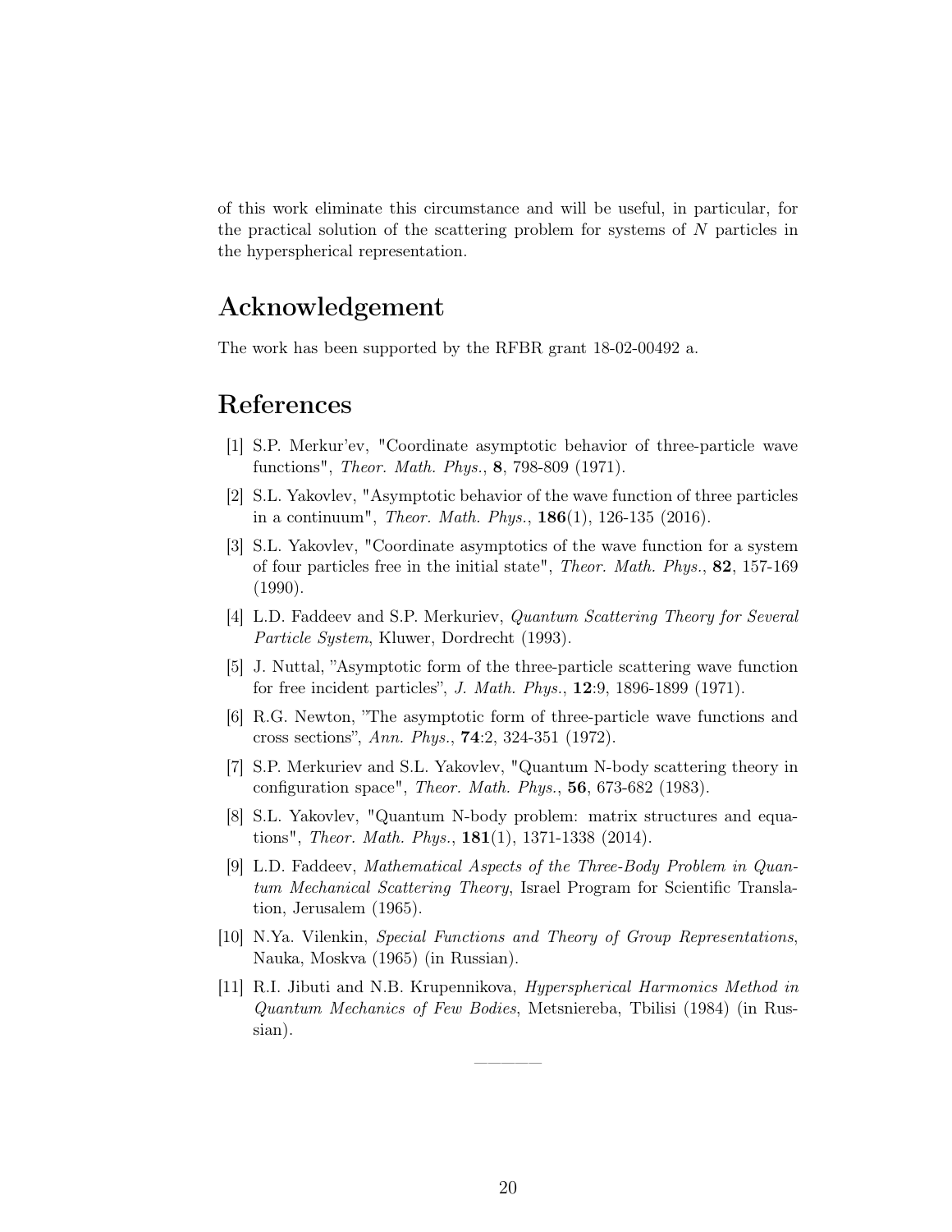of this work eliminate this circumstance and will be useful, in particular, for the practical solution of the scattering problem for systems of $N$ particles in the hyperspherical representation.

# Acknowledgement

The work has been supported by the RFBR grant 18-02-00492 a.

# References

[1] S.P. Merkur'ev, "Coordinate asymptotic behavior of three-particle wave functions", *Theor. Math. Phys.*, **8**, 798-809 (1971).

[2] S.L. Yakovlev, "Asymptotic behavior of the wave function of three particles in a continuum", *Theor. Math. Phys.*, **186**(1), 126-135 (2016).

[3] S.L. Yakovlev, "Coordinate asymptotics of the wave function for a system of four particles free in the initial state", *Theor. Math. Phys.*, **82**, 157-169 (1990).

[4] L.D. Faddeev and S.P. Merkuriev, *Quantum Scattering Theory for Several Particle System*, Kluwer, Dordrecht (1993).

[5] J. Nuttal, "Asymptotic form of the three-particle scattering wave function for free incident particles", *J. Math. Phys.*, **12**:9, 1896-1899 (1971).

[6] R.G. Newton, "The asymptotic form of three-particle wave functions and cross sections", *Ann. Phys.*, **74**:2, 324-351 (1972).

[7] S.P. Merkuriev and S.L. Yakovlev, "Quantum N-body scattering theory in configuration space", *Theor. Math. Phys.*, **56**, 673-682 (1983).

[8] S.L. Yakovlev, "Quantum N-body problem: matrix structures and equations", *Theor. Math. Phys.*, **181**(1), 1371-1338 (2014).

[9] L.D. Faddeev, *Mathematical Aspects of the Three-Body Problem in Quantum Mechanical Scattering Theory*, Israel Program for Scientific Translation, Jerusalem (1965).

[10] N.Ya. Vilenkin, *Special Functions and Theory of Group Representations*, Nauka, Moskva (1965) (in Russian).

[11] R.I. Jibuti and N.B. Krupennikova, *Hyperspherical Harmonics Method in Quantum Mechanics of Few Bodies*, Metsniereba, Tbilisi (1984) (in Russian).

———